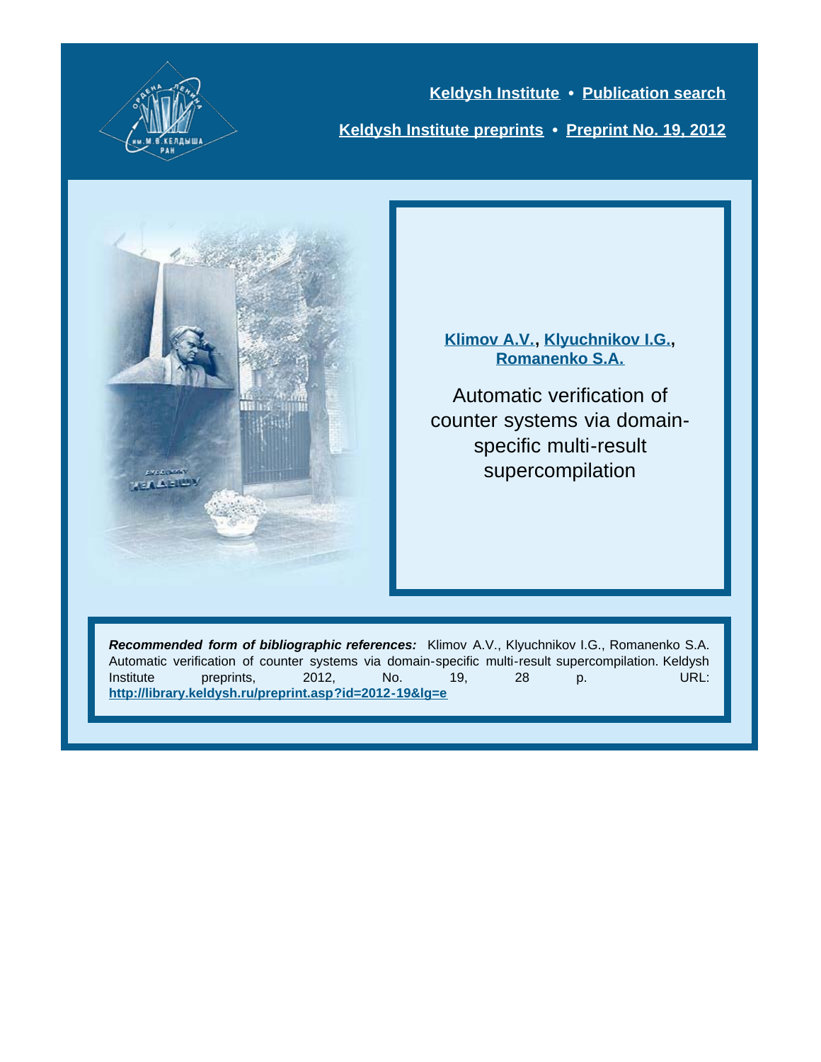**Keldysh Institute** • **Publication search**

**Keldysh Institute preprints** • **Preprint No. 19, 2012**

**Klimov A.V., Klyuchnikov I.G., Romanenko S.A.**

# Automatic verification of counter systems via domain-specific multi-result supercompilation

***Recommended form of bibliographic references:*** Klimov A.V., Klyuchnikov I.G., Romanenko S.A. Automatic verification of counter systems via domain-specific multi-result supercompilation. Keldysh Institute preprints, 2012, No. 19, 28 p. URL: **http://library.keldysh.ru/preprint.asp?id=2012-19&lg=e**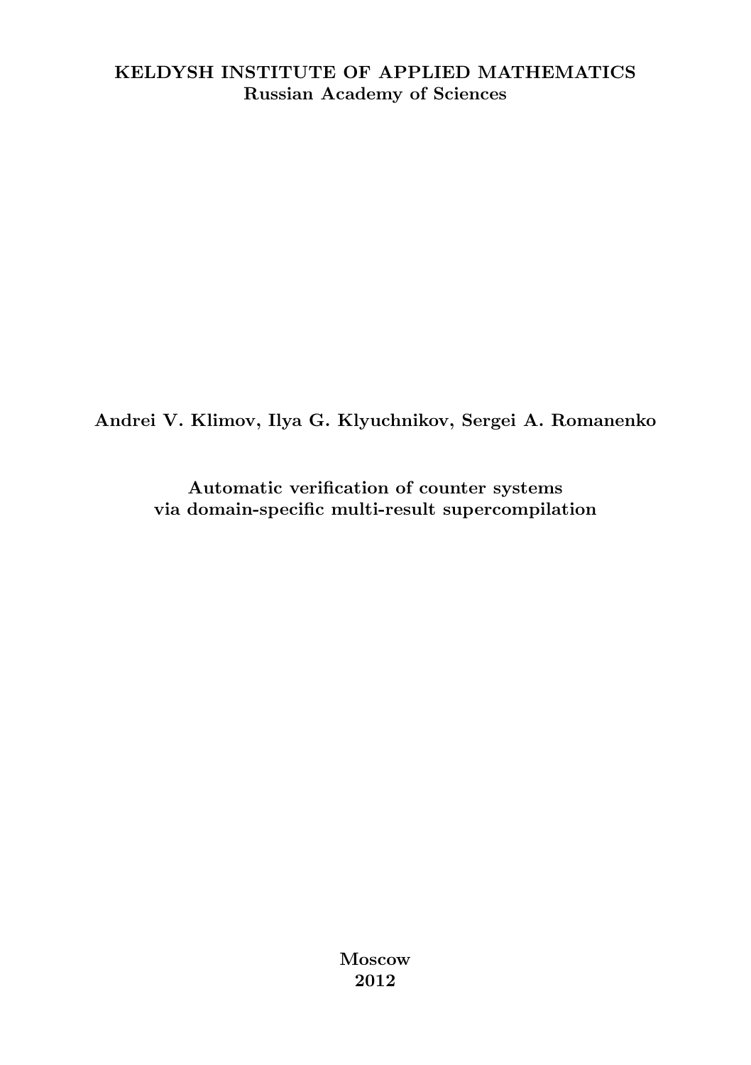**KELDYSH INSTITUTE OF APPLIED MATHEMATICS**
**Russian Academy of Sciences**

**Andrei V. Klimov, Ilya G. Klyuchnikov, Sergei A. Romanenko**

**Automatic verification of counter systems via domain-specific multi-result supercompilation**

**Moscow**
**2012**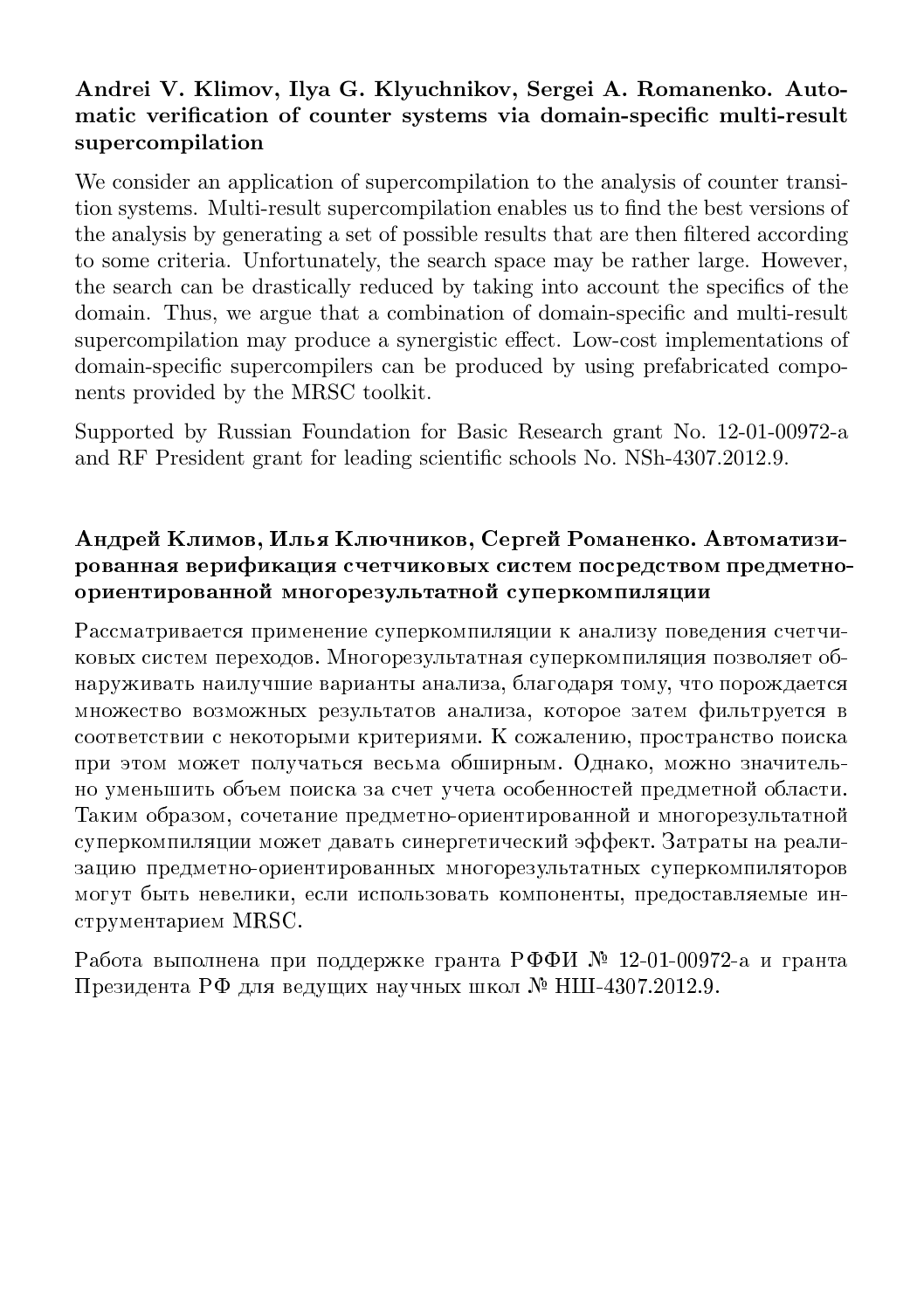### Andrei V. Klimov, Ilya G. Klyuchnikov, Sergei A. Romanenko. Automatic verification of counter systems via domain-specific multi-result supercompilation

We consider an application of supercompilation to the analysis of counter transition systems. Multi-result supercompilation enables us to find the best versions of the analysis by generating a set of possible results that are then filtered according to some criteria. Unfortunately, the search space may be rather large. However, the search can be drastically reduced by taking into account the specifics of the domain. Thus, we argue that a combination of domain-specific and multi-result supercompilation may produce a synergistic effect. Low-cost implementations of domain-specific supercompilers can be produced by using prefabricated components provided by the MRSC toolkit.

Supported by Russian Foundation for Basic Research grant No. 12-01-00972-a and RF President grant for leading scientific schools No. NSh-4307.2012.9.

### Андрей Климов, Илья Ключников, Сергей Романенко. Автоматизированная верификация счетчиковых систем посредством предметно-ориентированной многорезультатной суперкомпиляции

Рассматривается применение суперкомпиляции к анализу поведения счетчиковых систем переходов. Многорезультатная суперкомпиляция позволяет обнаруживать наилучшие варианты анализа, благодаря тому, что порождается множество возможных результатов анализа, которое затем фильтруется в соответствии с некоторыми критериями. К сожалению, пространство поиска при этом может получаться весьма обширным. Однако, можно значительно уменьшить объем поиска за счет учета особенностей предметной области. Таким образом, сочетание предметно-ориентированной и многорезультатной суперкомпиляции может давать синергетический эффект. Затраты на реализацию предметно-ориентированных многорезультатных суперкомпиляторов могут быть невелики, если использовать компоненты, предоставляемые инструментарием MRSC.

Работа выполнена при поддержке гранта РФФИ № 12-01-00972-а и гранта Президента РФ для ведущих научных школ № НШ-4307.2012.9.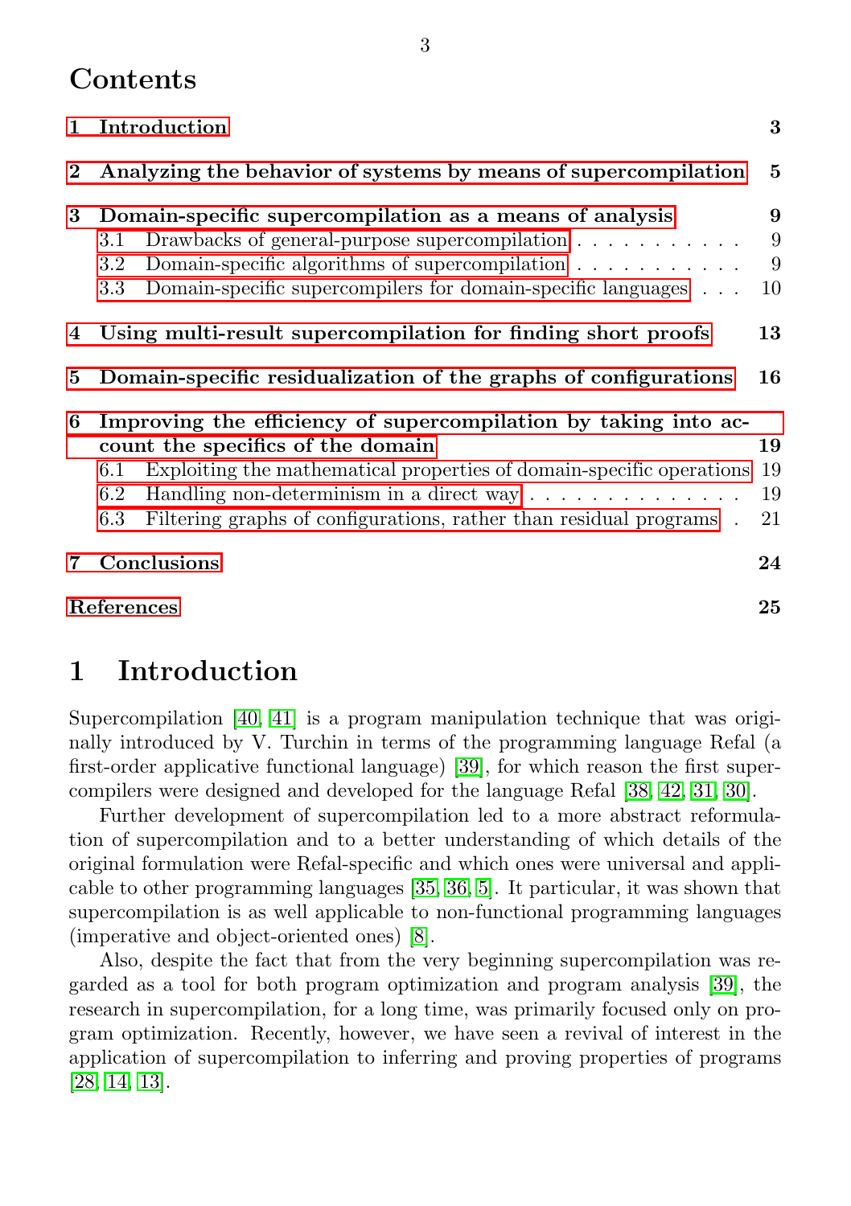# Contents

1 Introduction 3

2 Analyzing the behavior of systems by means of supercompilation 5

3 Domain-specific supercompilation as a means of analysis 9
- 3.1 Drawbacks of general-purpose supercompilation . . . . . . . . . . . 9
- 3.2 Domain-specific algorithms of supercompilation . . . . . . . . . . . 9
- 3.3 Domain-specific supercompilers for domain-specific languages . . . 10

4 Using multi-result supercompilation for finding short proofs 13

5 Domain-specific residualization of the graphs of configurations 16

6 Improving the efficiency of supercompilation by taking into account the specifics of the domain 19
- 6.1 Exploiting the mathematical properties of domain-specific operations 19
- 6.2 Handling non-determinism in a direct way . . . . . . . . . . . . . . 19
- 6.3 Filtering graphs of configurations, rather than residual programs . 21

7 Conclusions 24

References 25

# 1 Introduction

Supercompilation [40, 41] is a program manipulation technique that was originally introduced by V. Turchin in terms of the programming language Refal (a first-order applicative functional language) [39], for which reason the first supercompilers were designed and developed for the language Refal [38, 42, 31, 30].

Further development of supercompilation led to a more abstract reformulation of supercompilation and to a better understanding of which details of the original formulation were Refal-specific and which ones were universal and applicable to other programming languages [35, 36, 5]. It particular, it was shown that supercompilation is as well applicable to non-functional programming languages (imperative and object-oriented ones) [8].

Also, despite the fact that from the very beginning supercompilation was regarded as a tool for both program optimization and program analysis [39], the research in supercompilation, for a long time, was primarily focused only on program optimization. Recently, however, we have seen a revival of interest in the application of supercompilation to inferring and proving properties of programs [28, 14, 13].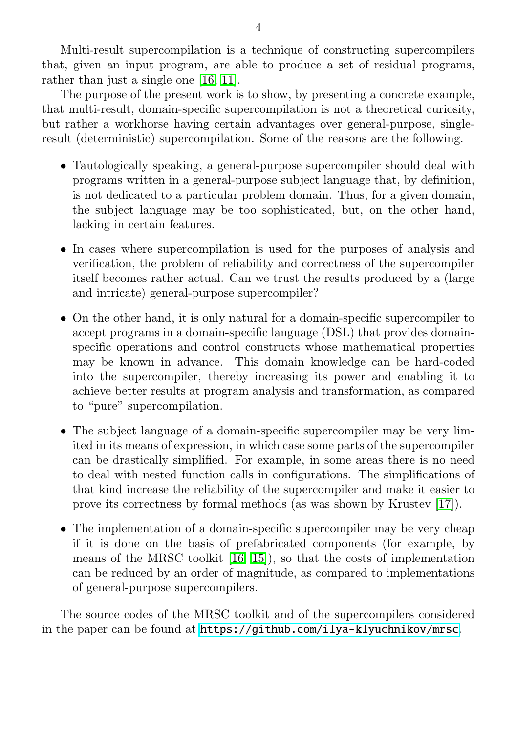Multi-result supercompilation is a technique of constructing supercompilers that, given an input program, are able to produce a set of residual programs, rather than just a single one [16, 11].

The purpose of the present work is to show, by presenting a concrete example, that multi-result, domain-specific supercompilation is not a theoretical curiosity, but rather a workhorse having certain advantages over general-purpose, single-result (deterministic) supercompilation. Some of the reasons are the following.

- Tautologically speaking, a general-purpose supercompiler should deal with programs written in a general-purpose subject language that, by definition, is not dedicated to a particular problem domain. Thus, for a given domain, the subject language may be too sophisticated, but, on the other hand, lacking in certain features.
- In cases where supercompilation is used for the purposes of analysis and verification, the problem of reliability and correctness of the supercompiler itself becomes rather actual. Can we trust the results produced by a (large and intricate) general-purpose supercompiler?
- On the other hand, it is only natural for a domain-specific supercompiler to accept programs in a domain-specific language (DSL) that provides domain-specific operations and control constructs whose mathematical properties may be known in advance. This domain knowledge can be hard-coded into the supercompiler, thereby increasing its power and enabling it to achieve better results at program analysis and transformation, as compared to "pure" supercompilation.
- The subject language of a domain-specific supercompiler may be very limited in its means of expression, in which case some parts of the supercompiler can be drastically simplified. For example, in some areas there is no need to deal with nested function calls in configurations. The simplifications of that kind increase the reliability of the supercompiler and make it easier to prove its correctness by formal methods (as was shown by Krustev [17]).
- The implementation of a domain-specific supercompiler may be very cheap if it is done on the basis of prefabricated components (for example, by means of the MRSC toolkit [16, 15]), so that the costs of implementation can be reduced by an order of magnitude, as compared to implementations of general-purpose supercompilers.

The source codes of the MRSC toolkit and of the supercompilers considered in the paper can be found at `https://github.com/ilya-klyuchnikov/mrsc`.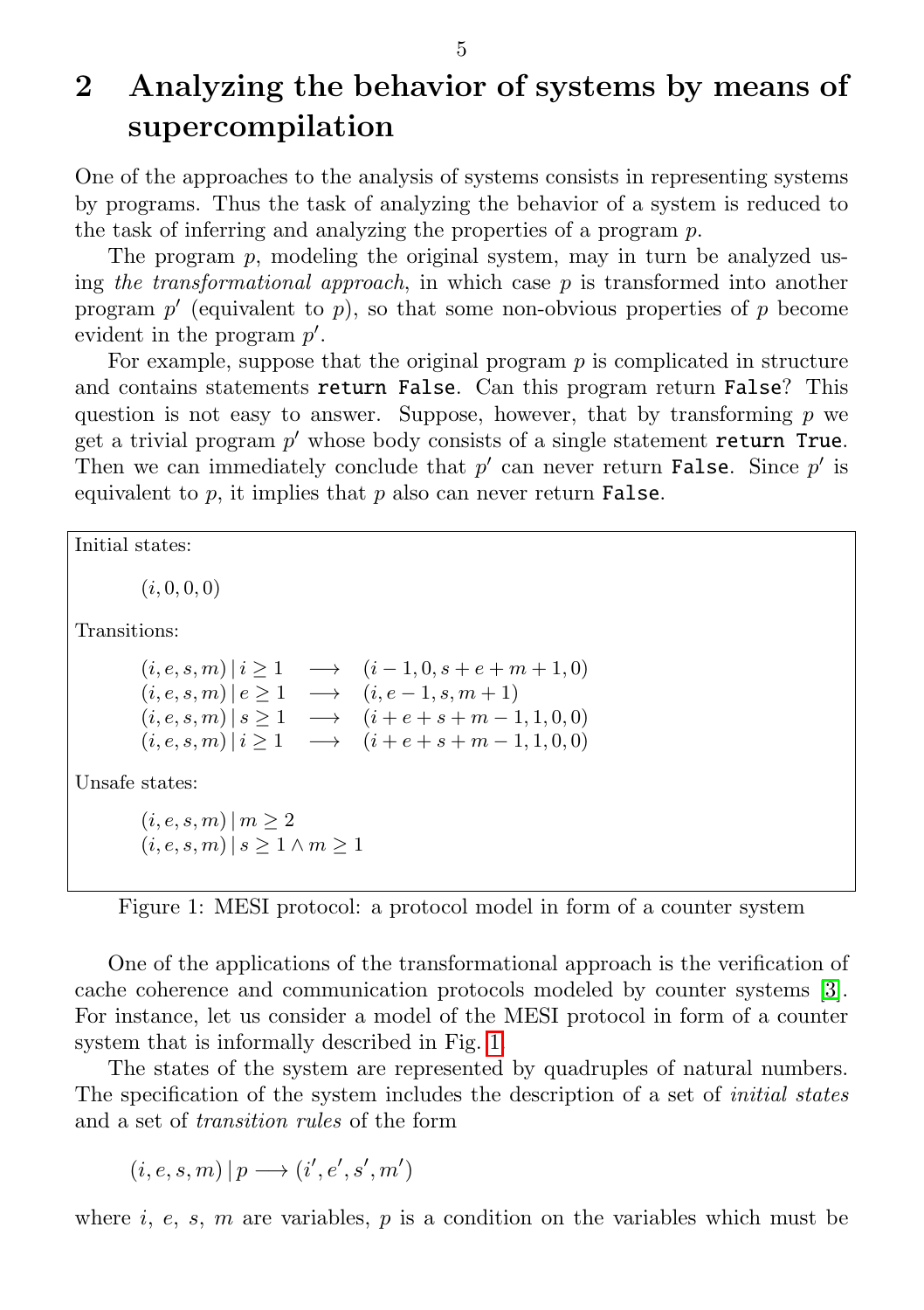## 2 Analyzing the behavior of systems by means of supercompilation

One of the approaches to the analysis of systems consists in representing systems by programs. Thus the task of analyzing the behavior of a system is reduced to the task of inferring and analyzing the properties of a program $p$.

The program $p$, modeling the original system, may in turn be analyzed using *the transformational approach*, in which case $p$ is transformed into another program $p'$ (equivalent to $p$), so that some non-obvious properties of $p$ become evident in the program $p'$.

For example, suppose that the original program $p$ is complicated in structure and contains statements `return False`. Can this program return `False`? This question is not easy to answer. Suppose, however, that by transforming $p$ we get a trivial program $p'$ whose body consists of a single statement `return True`. Then we can immediately conclude that $p'$ can never return `False`. Since $p'$ is equivalent to $p$, it implies that $p$ also can never return `False`.

Initial states:

$$(i, 0, 0, 0)$$

Transitions:

$$
\begin{array}{lll}
(i, e, s, m) \mid i \geq 1 & \longrightarrow & (i - 1, 0, s + e + m + 1, 0) \\
(i, e, s, m) \mid e \geq 1 & \longrightarrow & (i, e - 1, s, m + 1) \\
(i, e, s, m) \mid s \geq 1 & \longrightarrow & (i + e + s + m - 1, 1, 0, 0) \\
(i, e, s, m) \mid i \geq 1 & \longrightarrow & (i + e + s + m - 1, 1, 0, 0)
\end{array}
$$

Unsafe states:

$$
\begin{array}{l}
(i, e, s, m) \mid m \geq 2 \\
(i, e, s, m) \mid s \geq 1 \wedge m \geq 1
\end{array}
$$

Figure 1: MESI protocol: a protocol model in form of a counter system

One of the applications of the transformational approach is the verification of cache coherence and communication protocols modeled by counter systems [3]. For instance, let us consider a model of the MESI protocol in form of a counter system that is informally described in Fig. 1.

The states of the system are represented by quadruples of natural numbers. The specification of the system includes the description of a set of *initial states* and a set of *transition rules* of the form

$$(i, e, s, m) \mid p \longrightarrow (i', e', s', m')$$

where $i$, $e$, $s$, $m$ are variables, $p$ is a condition on the variables which must be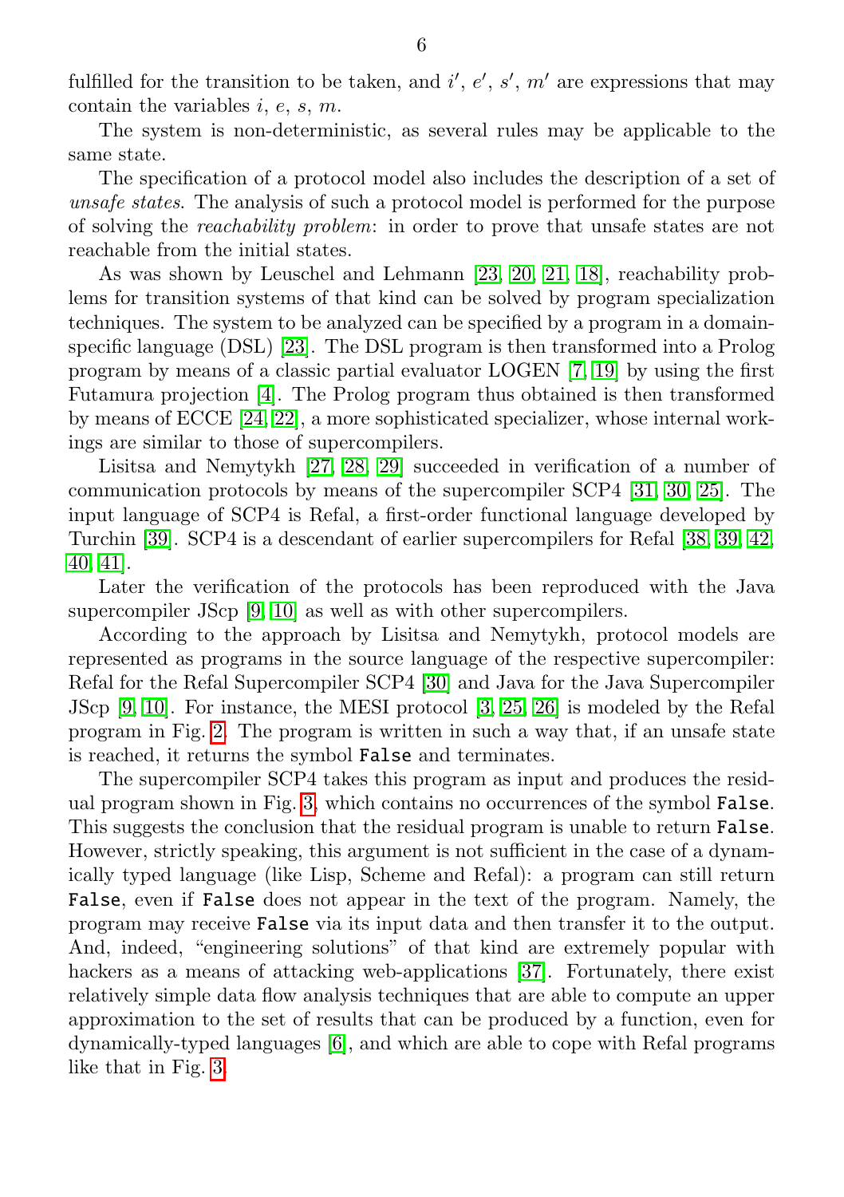fulfilled for the transition to be taken, and $i'$, $e'$, $s'$, $m'$ are expressions that may contain the variables $i$, $e$, $s$, $m$.

The system is non-deterministic, as several rules may be applicable to the same state.

The specification of a protocol model also includes the description of a set of *unsafe states*. The analysis of such a protocol model is performed for the purpose of solving the *reachability problem*: in order to prove that unsafe states are not reachable from the initial states.

As was shown by Leuschel and Lehmann [23, 20, 21, 18], reachability problems for transition systems of that kind can be solved by program specialization techniques. The system to be analyzed can be specified by a program in a domain-specific language (DSL) [23]. The DSL program is then transformed into a Prolog program by means of a classic partial evaluator LOGEN [7, 19] by using the first Futamura projection [4]. The Prolog program thus obtained is then transformed by means of ECCE [24, 22], a more sophisticated specializer, whose internal workings are similar to those of supercompilers.

Lisitsa and Nemytykh [27, 28, 29] succeeded in verification of a number of communication protocols by means of the supercompiler SCP4 [31, 30, 25]. The input language of SCP4 is Refal, a first-order functional language developed by Turchin [39]. SCP4 is a descendant of earlier supercompilers for Refal [38, 39, 42, 40, 41].

Later the verification of the protocols has been reproduced with the Java supercompiler JScp [9, 10] as well as with other supercompilers.

According to the approach by Lisitsa and Nemytykh, protocol models are represented as programs in the source language of the respective supercompiler: Refal for the Refal Supercompiler SCP4 [30] and Java for the Java Supercompiler JScp [9, 10]. For instance, the MESI protocol [3, 25, 26] is modeled by the Refal program in Fig. 2. The program is written in such a way that, if an unsafe state is reached, it returns the symbol `False` and terminates.

The supercompiler SCP4 takes this program as input and produces the residual program shown in Fig. 3, which contains no occurrences of the symbol `False`. This suggests the conclusion that the residual program is unable to return `False`. However, strictly speaking, this argument is not sufficient in the case of a dynamically typed language (like Lisp, Scheme and Refal): a program can still return `False`, even if `False` does not appear in the text of the program. Namely, the program may receive `False` via its input data and then transfer it to the output. And, indeed, "engineering solutions" of that kind are extremely popular with hackers as a means of attacking web-applications [37]. Fortunately, there exist relatively simple data flow analysis techniques that are able to compute an upper approximation to the set of results that can be produced by a function, even for dynamically-typed languages [6], and which are able to cope with Refal programs like that in Fig. 3.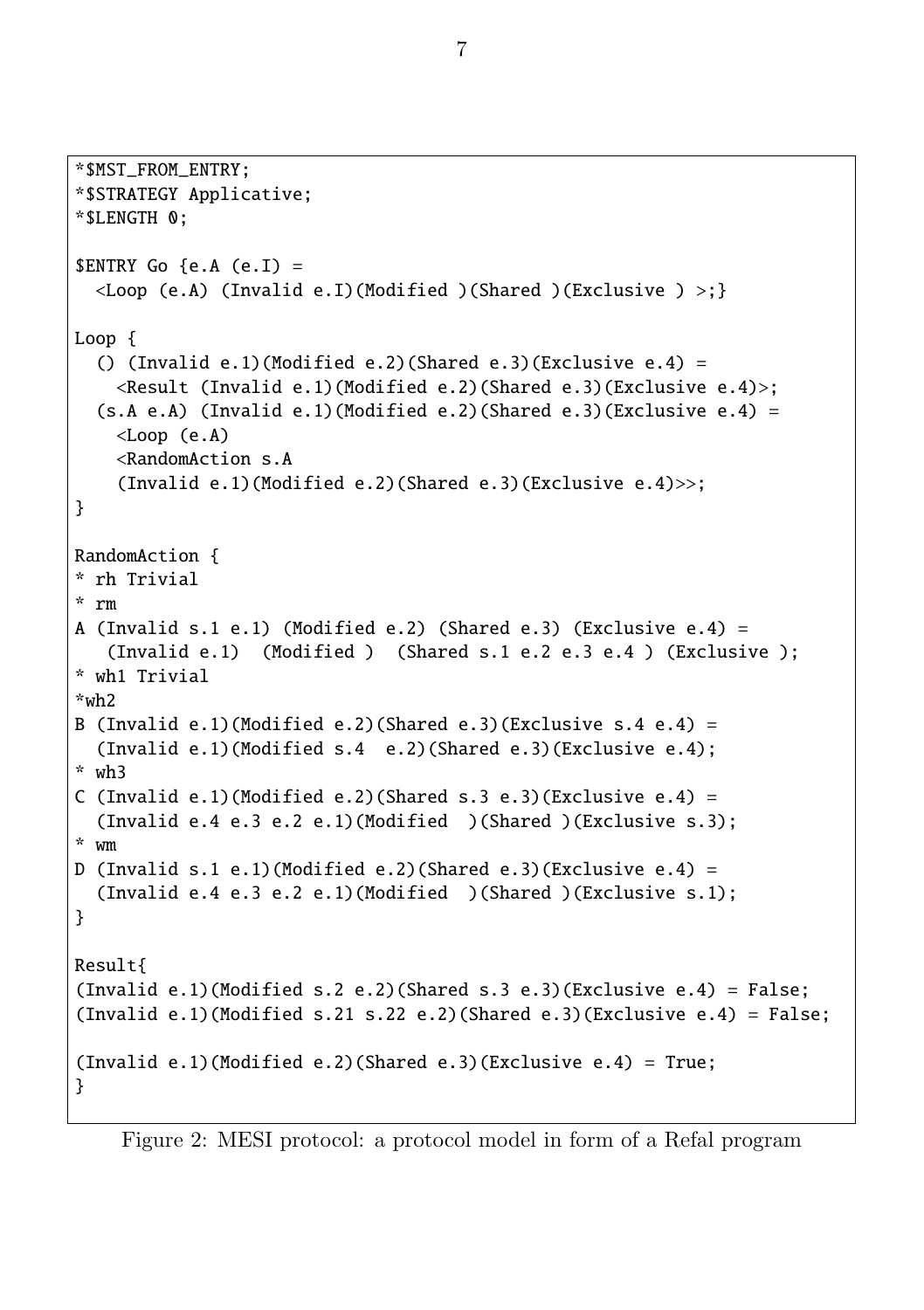```
*$MST_FROM_ENTRY;
*$STRATEGY Applicative;
*$LENGTH 0;

$ENTRY Go {e.A (e.I) =
  <Loop (e.A) (Invalid e.I)(Modified )(Shared )(Exclusive ) >;}

Loop {
  () (Invalid e.1)(Modified e.2)(Shared e.3)(Exclusive e.4) =
    <Result (Invalid e.1)(Modified e.2)(Shared e.3)(Exclusive e.4)>;
  (s.A e.A) (Invalid e.1)(Modified e.2)(Shared e.3)(Exclusive e.4) =
    <Loop (e.A)
    <RandomAction s.A
    (Invalid e.1)(Modified e.2)(Shared e.3)(Exclusive e.4)>>;
}

RandomAction {
* rh Trivial
* rm
A (Invalid s.1 e.1) (Modified e.2) (Shared e.3) (Exclusive e.4) =
   (Invalid e.1)  (Modified )  (Shared s.1 e.2 e.3 e.4 ) (Exclusive );
* wh1 Trivial
*wh2
B (Invalid e.1)(Modified e.2)(Shared e.3)(Exclusive s.4 e.4) =
  (Invalid e.1)(Modified s.4  e.2)(Shared e.3)(Exclusive e.4);
* wh3
C (Invalid e.1)(Modified e.2)(Shared s.3 e.3)(Exclusive e.4) =
  (Invalid e.4 e.3 e.2 e.1)(Modified  )(Shared )(Exclusive s.3);
* wm
D (Invalid s.1 e.1)(Modified e.2)(Shared e.3)(Exclusive e.4) =
  (Invalid e.4 e.3 e.2 e.1)(Modified  )(Shared )(Exclusive s.1);
}

Result{
(Invalid e.1)(Modified s.2 e.2)(Shared s.3 e.3)(Exclusive e.4) = False;
(Invalid e.1)(Modified s.21 s.22 e.2)(Shared e.3)(Exclusive e.4) = False;

(Invalid e.1)(Modified e.2)(Shared e.3)(Exclusive e.4) = True;
}
```

Figure 2: MESI protocol: a protocol model in form of a Refal program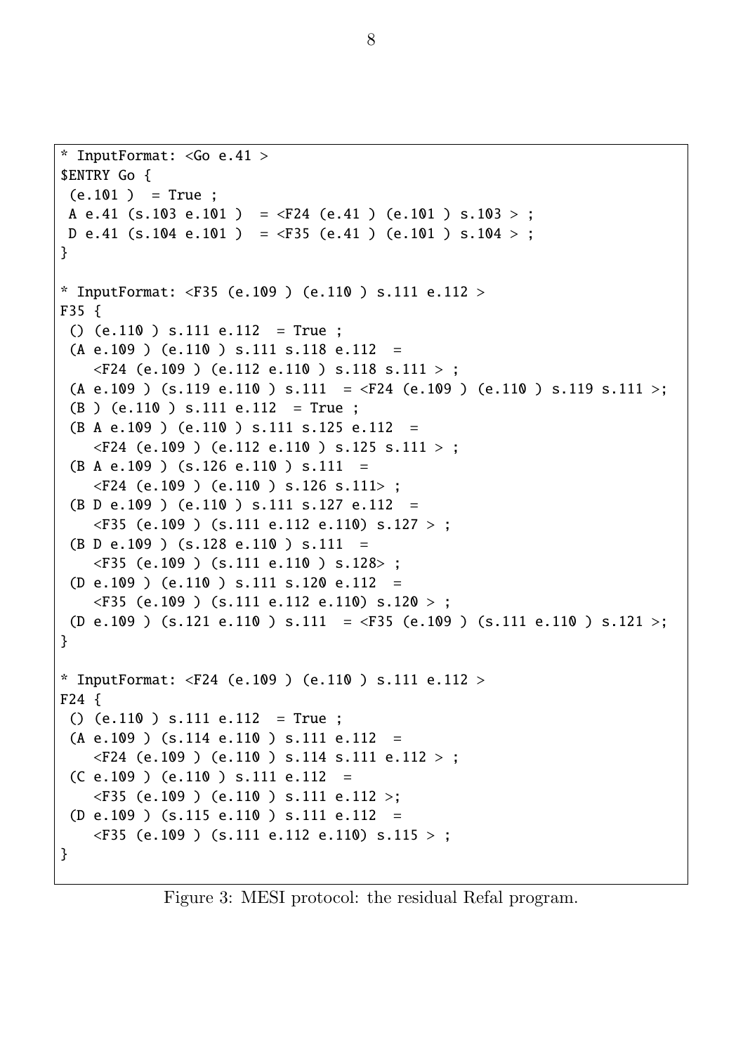```
* InputFormat: <Go e.41 >
$ENTRY Go {
 (e.101 )  = True ;
 A e.41 (s.103 e.101 )  = <F24 (e.41 ) (e.101 ) s.103 > ;
 D e.41 (s.104 e.101 )  = <F35 (e.41 ) (e.101 ) s.104 > ;
}

* InputFormat: <F35 (e.109 ) (e.110 ) s.111 e.112 >
F35 {
 () (e.110 ) s.111 e.112  = True ;
 (A e.109 ) (e.110 ) s.111 s.118 e.112  =
    <F24 (e.109 ) (e.112 e.110 ) s.118 s.111 > ;
 (A e.109 ) (s.119 e.110 ) s.111  = <F24 (e.109 ) (e.110 ) s.119 s.111 >;
 (B ) (e.110 ) s.111 e.112  = True ;
 (B A e.109 ) (e.110 ) s.111 s.125 e.112  =
    <F24 (e.109 ) (e.112 e.110 ) s.125 s.111 > ;
 (B A e.109 ) (s.126 e.110 ) s.111  =
    <F24 (e.109 ) (e.110 ) s.126 s.111> ;
 (B D e.109 ) (e.110 ) s.111 s.127 e.112  =
    <F35 (e.109 ) (s.111 e.112 e.110) s.127 > ;
 (B D e.109 ) (s.128 e.110 ) s.111  =
    <F35 (e.109 ) (s.111 e.110 ) s.128> ;
 (D e.109 ) (e.110 ) s.111 s.120 e.112  =
    <F35 (e.109 ) (s.111 e.112 e.110) s.120 > ;
 (D e.109 ) (s.121 e.110 ) s.111  = <F35 (e.109 ) (s.111 e.110 ) s.121 >;
}

* InputFormat: <F24 (e.109 ) (e.110 ) s.111 e.112 >
F24 {
 () (e.110 ) s.111 e.112  = True ;
 (A e.109 ) (s.114 e.110 ) s.111 e.112  =
    <F24 (e.109 ) (e.110 ) s.114 s.111 e.112 > ;
 (C e.109 ) (e.110 ) s.111 e.112  =
    <F35 (e.109 ) (e.110 ) s.111 e.112 >;
 (D e.109 ) (s.115 e.110 ) s.111 e.112  =
    <F35 (e.109 ) (s.111 e.112 e.110) s.115 > ;
}
```

Figure 3: MESI protocol: the residual Refal program.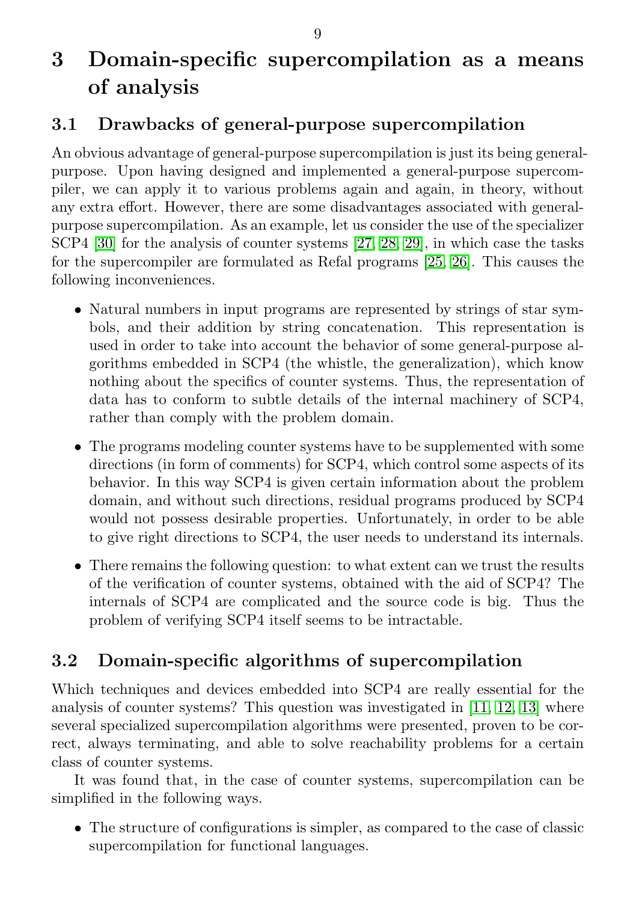# 3 Domain-specific supercompilation as a means of analysis

## 3.1 Drawbacks of general-purpose supercompilation

An obvious advantage of general-purpose supercompilation is just its being general-purpose. Upon having designed and implemented a general-purpose supercompiler, we can apply it to various problems again and again, in theory, without any extra effort. However, there are some disadvantages associated with general-purpose supercompilation. As an example, let us consider the use of the specializer SCP4 [30] for the analysis of counter systems [27, 28, 29], in which case the tasks for the supercompiler are formulated as Refal programs [25, 26]. This causes the following inconveniences.

- Natural numbers in input programs are represented by strings of star symbols, and their addition by string concatenation. This representation is used in order to take into account the behavior of some general-purpose algorithms embedded in SCP4 (the whistle, the generalization), which know nothing about the specifics of counter systems. Thus, the representation of data has to conform to subtle details of the internal machinery of SCP4, rather than comply with the problem domain.
- The programs modeling counter systems have to be supplemented with some directions (in form of comments) for SCP4, which control some aspects of its behavior. In this way SCP4 is given certain information about the problem domain, and without such directions, residual programs produced by SCP4 would not possess desirable properties. Unfortunately, in order to be able to give right directions to SCP4, the user needs to understand its internals.
- There remains the following question: to what extent can we trust the results of the verification of counter systems, obtained with the aid of SCP4? The internals of SCP4 are complicated and the source code is big. Thus the problem of verifying SCP4 itself seems to be intractable.

## 3.2 Domain-specific algorithms of supercompilation

Which techniques and devices embedded into SCP4 are really essential for the analysis of counter systems? This question was investigated in [11, 12, 13] where several specialized supercompilation algorithms were presented, proven to be correct, always terminating, and able to solve reachability problems for a certain class of counter systems.

It was found that, in the case of counter systems, supercompilation can be simplified in the following ways.

- The structure of configurations is simpler, as compared to the case of classic supercompilation for functional languages.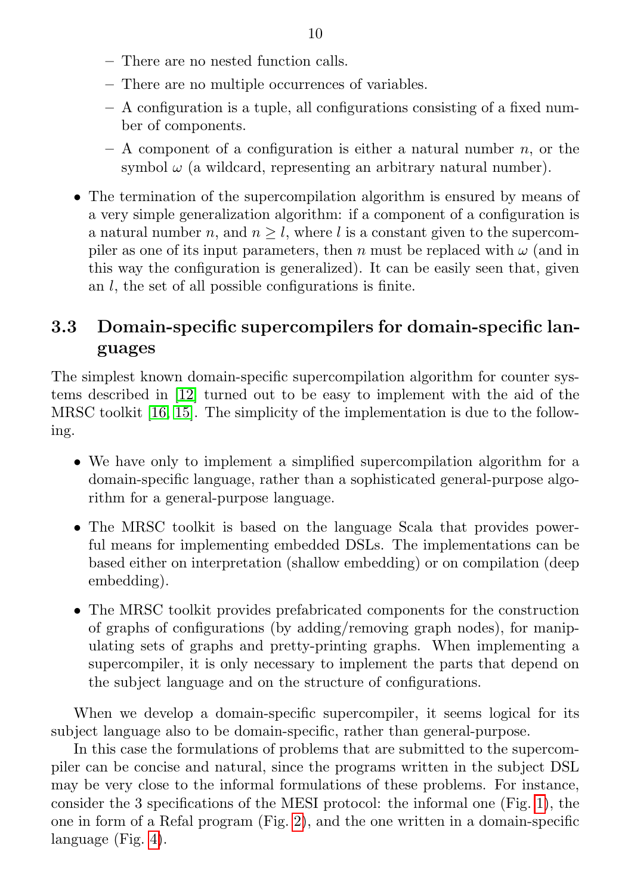- There are no nested function calls.
  - There are no multiple occurrences of variables.
  - A configuration is a tuple, all configurations consisting of a fixed number of components.
  - A component of a configuration is either a natural number $n$, or the symbol $\omega$ (a wildcard, representing an arbitrary natural number).

- The termination of the supercompilation algorithm is ensured by means of a very simple generalization algorithm: if a component of a configuration is a natural number $n$, and $n \geq l$, where $l$ is a constant given to the supercompiler as one of its input parameters, then $n$ must be replaced with $\omega$ (and in this way the configuration is generalized). It can be easily seen that, given an $l$, the set of all possible configurations is finite.

### 3.3 Domain-specific supercompilers for domain-specific languages

The simplest known domain-specific supercompilation algorithm for counter systems described in [12] turned out to be easy to implement with the aid of the MRSC toolkit [16, 15]. The simplicity of the implementation is due to the following.

- We have only to implement a simplified supercompilation algorithm for a domain-specific language, rather than a sophisticated general-purpose algorithm for a general-purpose language.
- The MRSC toolkit is based on the language Scala that provides powerful means for implementing embedded DSLs. The implementations can be based either on interpretation (shallow embedding) or on compilation (deep embedding).
- The MRSC toolkit provides prefabricated components for the construction of graphs of configurations (by adding/removing graph nodes), for manipulating sets of graphs and pretty-printing graphs. When implementing a supercompiler, it is only necessary to implement the parts that depend on the subject language and on the structure of configurations.

When we develop a domain-specific supercompiler, it seems logical for its subject language also to be domain-specific, rather than general-purpose.

In this case the formulations of problems that are submitted to the supercompiler can be concise and natural, since the programs written in the subject DSL may be very close to the informal formulations of these problems. For instance, consider the 3 specifications of the MESI protocol: the informal one (Fig. 1), the one in form of a Refal program (Fig. 2), and the one written in a domain-specific language (Fig. 4).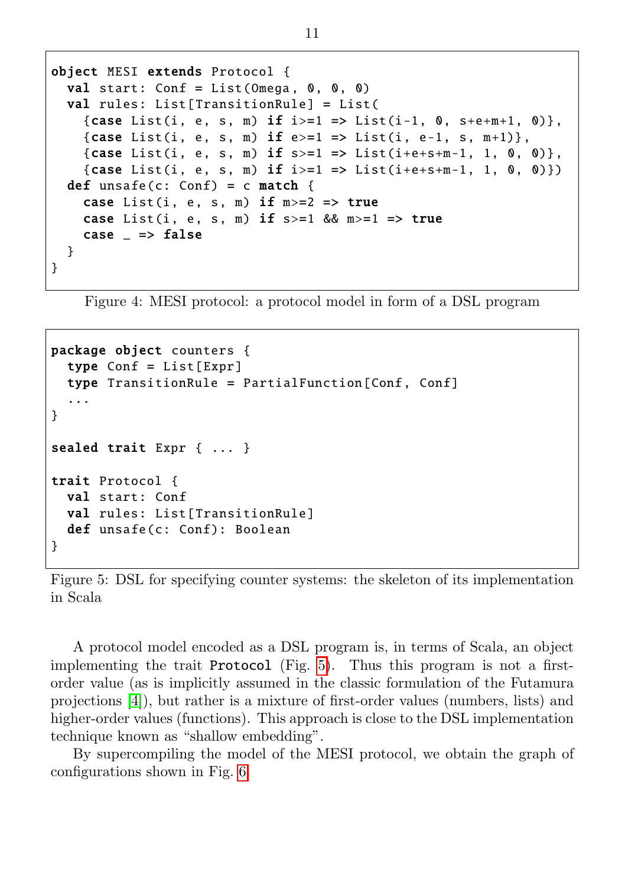```
object MESI extends Protocol {
  val start: Conf = List(Omega, 0, 0, 0)
  val rules: List[TransitionRule] = List(
    {case List(i, e, s, m) if i>=1 => List(i-1, 0, s+e+m+1, 0)},
    {case List(i, e, s, m) if e>=1 => List(i, e-1, s, m+1)},
    {case List(i, e, s, m) if s>=1 => List(i+e+s+m-1, 1, 0, 0)},
    {case List(i, e, s, m) if i>=1 => List(i+e+s+m-1, 1, 0, 0)})
  def unsafe(c: Conf) = c match {
    case List(i, e, s, m) if m>=2 => true
    case List(i, e, s, m) if s>=1 && m>=1 => true
    case _ => false
  }
}
```

Figure 4: MESI protocol: a protocol model in form of a DSL program

```
package object counters {
  type Conf = List[Expr]
  type TransitionRule = PartialFunction[Conf, Conf]
  ...
}

sealed trait Expr { ... }

trait Protocol {
  val start: Conf
  val rules: List[TransitionRule]
  def unsafe(c: Conf): Boolean
}
```

Figure 5: DSL for specifying counter systems: the skeleton of its implementation in Scala

A protocol model encoded as a DSL program is, in terms of Scala, an object implementing the trait `Protocol` (Fig. 5). Thus this program is not a first-order value (as is implicitly assumed in the classic formulation of the Futamura projections [4]), but rather is a mixture of first-order values (numbers, lists) and higher-order values (functions). This approach is close to the DSL implementation technique known as "shallow embedding".

By supercompiling the model of the MESI protocol, we obtain the graph of configurations shown in Fig. 6.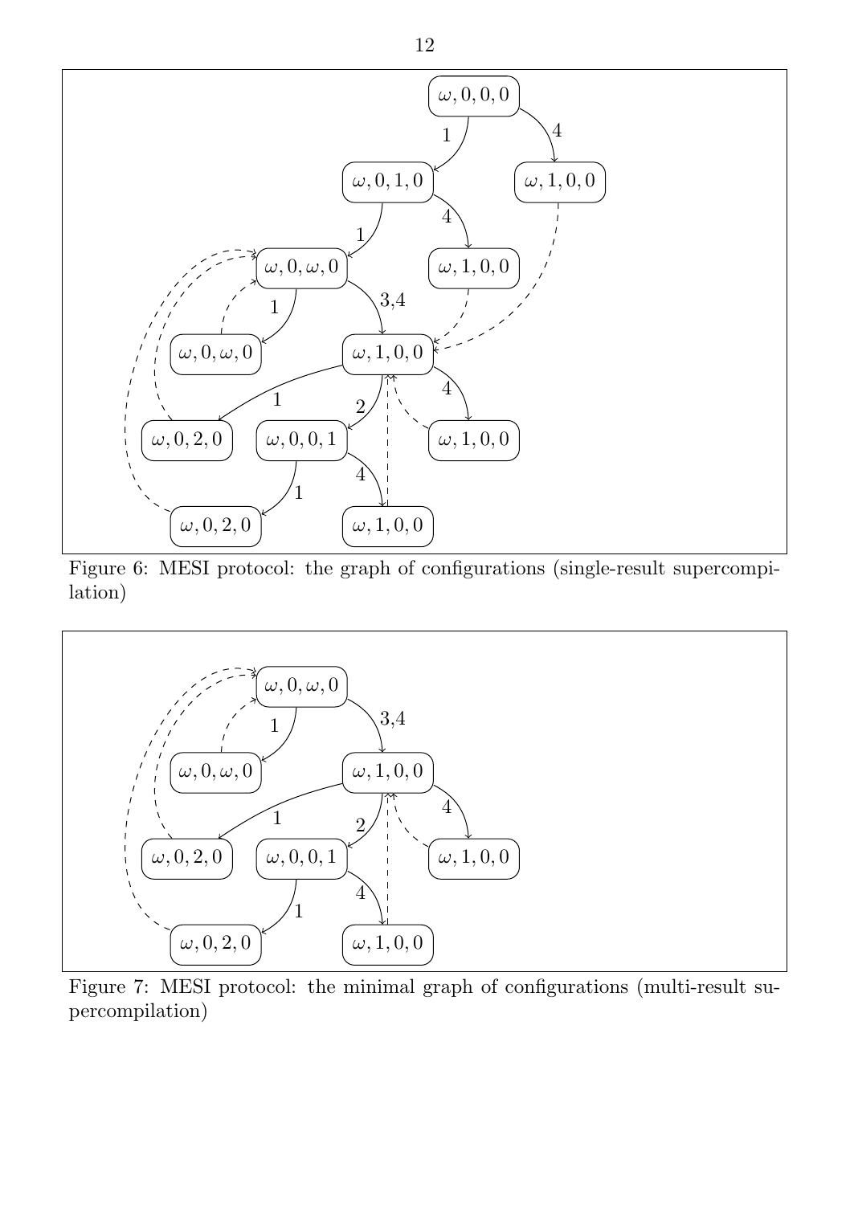Figure 6: MESI protocol: the graph of configurations (single-result supercompilation)

Figure 7: MESI protocol: the minimal graph of configurations (multi-result supercompilation)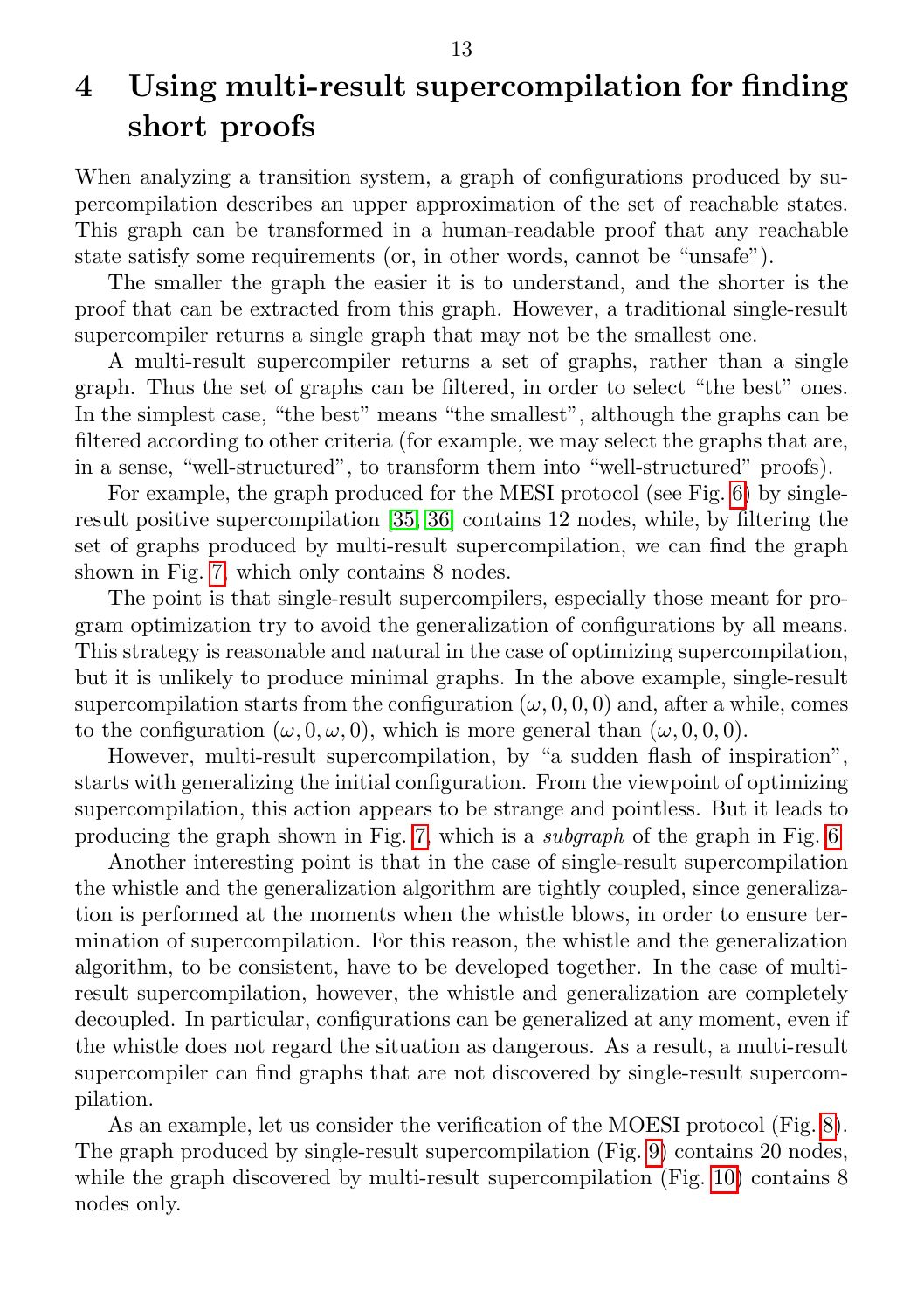# 4 Using multi-result supercompilation for finding short proofs

When analyzing a transition system, a graph of configurations produced by supercompilation describes an upper approximation of the set of reachable states. This graph can be transformed in a human-readable proof that any reachable state satisfy some requirements (or, in other words, cannot be "unsafe").

The smaller the graph the easier it is to understand, and the shorter is the proof that can be extracted from this graph. However, a traditional single-result supercompiler returns a single graph that may not be the smallest one.

A multi-result supercompiler returns a set of graphs, rather than a single graph. Thus the set of graphs can be filtered, in order to select "the best" ones. In the simplest case, "the best" means "the smallest", although the graphs can be filtered according to other criteria (for example, we may select the graphs that are, in a sense, "well-structured", to transform them into "well-structured" proofs).

For example, the graph produced for the MESI protocol (see Fig. 6) by single-result positive supercompilation [35, 36] contains 12 nodes, while, by filtering the set of graphs produced by multi-result supercompilation, we can find the graph shown in Fig. 7, which only contains 8 nodes.

The point is that single-result supercompilers, especially those meant for program optimization try to avoid the generalization of configurations by all means. This strategy is reasonable and natural in the case of optimizing supercompilation, but it is unlikely to produce minimal graphs. In the above example, single-result supercompilation starts from the configuration $(\omega, 0, 0, 0)$ and, after a while, comes to the configuration $(\omega, 0, \omega, 0)$, which is more general than $(\omega, 0, 0, 0)$.

However, multi-result supercompilation, by "a sudden flash of inspiration", starts with generalizing the initial configuration. From the viewpoint of optimizing supercompilation, this action appears to be strange and pointless. But it leads to producing the graph shown in Fig. 7, which is a *subgraph* of the graph in Fig. 6.

Another interesting point is that in the case of single-result supercompilation the whistle and the generalization algorithm are tightly coupled, since generalization is performed at the moments when the whistle blows, in order to ensure termination of supercompilation. For this reason, the whistle and the generalization algorithm, to be consistent, have to be developed together. In the case of multi-result supercompilation, however, the whistle and generalization are completely decoupled. In particular, configurations can be generalized at any moment, even if the whistle does not regard the situation as dangerous. As a result, a multi-result supercompiler can find graphs that are not discovered by single-result supercompilation.

As an example, let us consider the verification of the MOESI protocol (Fig. 8). The graph produced by single-result supercompilation (Fig. 9) contains 20 nodes, while the graph discovered by multi-result supercompilation (Fig. 10) contains 8 nodes only.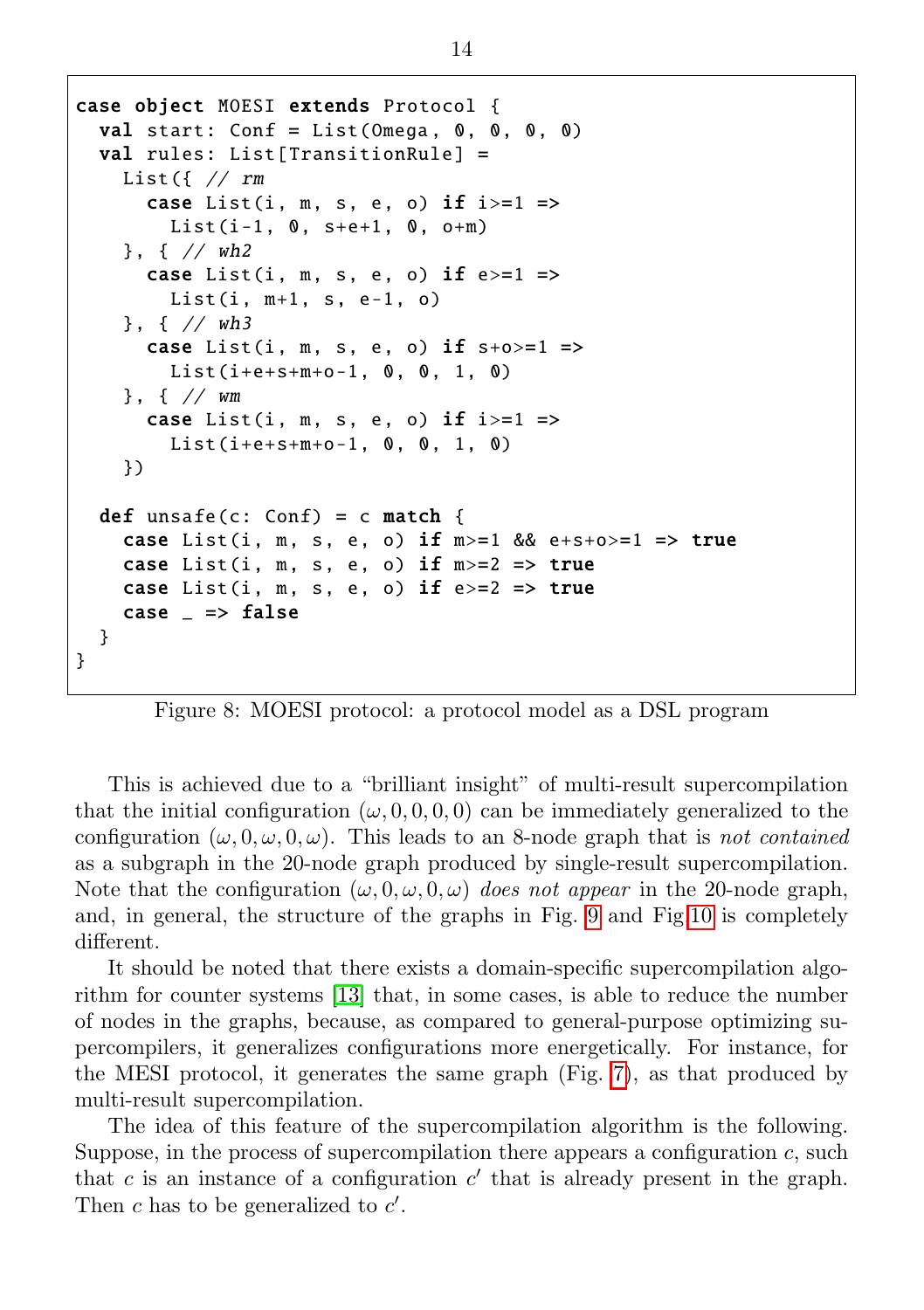```
case object MOESI extends Protocol {
  val start: Conf = List(Omega, 0, 0, 0, 0)
  val rules: List[TransitionRule] =
    List({ // rm
      case List(i, m, s, e, o) if i>=1 =>
        List(i-1, 0, s+e+1, 0, o+m)
    }, { // wh2
      case List(i, m, s, e, o) if e>=1 =>
        List(i, m+1, s, e-1, o)
    }, { // wh3
      case List(i, m, s, e, o) if s+o>=1 =>
        List(i+e+s+m+o-1, 0, 0, 1, 0)
    }, { // wm
      case List(i, m, s, e, o) if i>=1 =>
        List(i+e+s+m+o-1, 0, 0, 1, 0)
    })

  def unsafe(c: Conf) = c match {
    case List(i, m, s, e, o) if m>=1 && e+s+o>=1 => true
    case List(i, m, s, e, o) if m>=2 => true
    case List(i, m, s, e, o) if e>=2 => true
    case _ => false
  }
}
```

Figure 8: MOESI protocol: a protocol model as a DSL program

This is achieved due to a "brilliant insight" of multi-result supercompilation that the initial configuration $(\omega, 0, 0, 0, 0)$ can be immediately generalized to the configuration $(\omega, 0, \omega, 0, \omega)$. This leads to an 8-node graph that is *not contained* as a subgraph in the 20-node graph produced by single-result supercompilation. Note that the configuration $(\omega, 0, \omega, 0, \omega)$ *does not appear* in the 20-node graph, and, in general, the structure of the graphs in Fig. 9 and Fig 10 is completely different.

It should be noted that there exists a domain-specific supercompilation algorithm for counter systems [13] that, in some cases, is able to reduce the number of nodes in the graphs, because, as compared to general-purpose optimizing supercompilers, it generalizes configurations more energetically. For instance, for the MESI protocol, it generates the same graph (Fig. 7), as that produced by multi-result supercompilation.

The idea of this feature of the supercompilation algorithm is the following. Suppose, in the process of supercompilation there appears a configuration $c$, such that $c$ is an instance of a configuration $c'$ that is already present in the graph. Then $c$ has to be generalized to $c'$.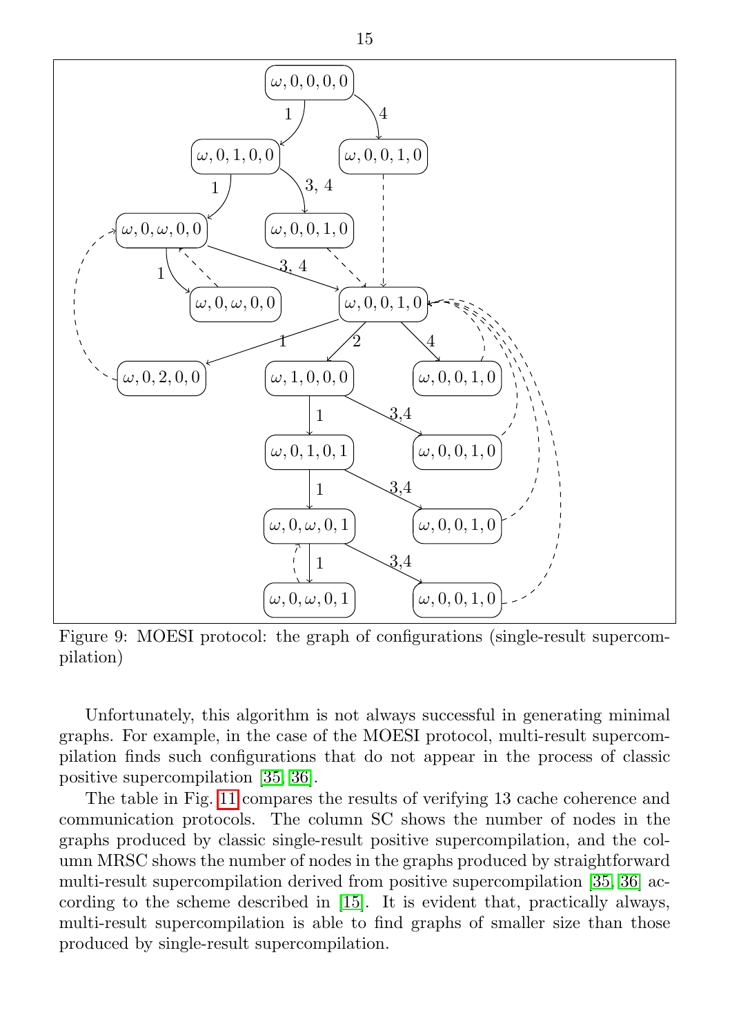Figure 9: MOESI protocol: the graph of configurations (single-result supercompilation)

Unfortunately, this algorithm is not always successful in generating minimal graphs. For example, in the case of the MOESI protocol, multi-result supercompilation finds such configurations that do not appear in the process of classic positive supercompilation [35, 36].

The table in Fig. 11 compares the results of verifying 13 cache coherence and communication protocols. The column SC shows the number of nodes in the graphs produced by classic single-result positive supercompilation, and the column MRSC shows the number of nodes in the graphs produced by straightforward multi-result supercompilation derived from positive supercompilation [35, 36] according to the scheme described in [15]. It is evident that, practically always, multi-result supercompilation is able to find graphs of smaller size than those produced by single-result supercompilation.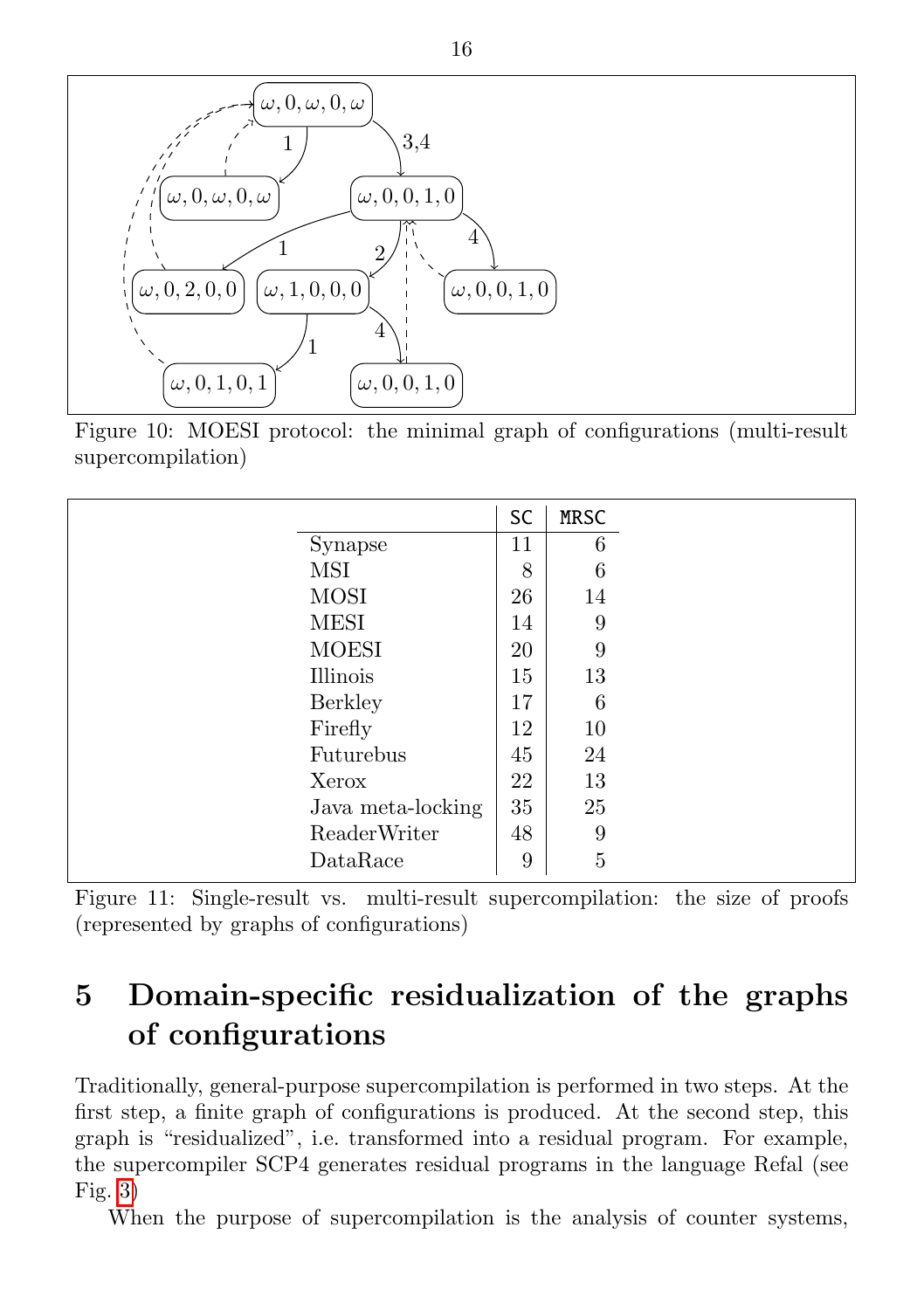Figure 10: MOESI protocol: the minimal graph of configurations (multi-result supercompilation)

| | SC | MRSC |
|---|---:|---:|
| Synapse | 11 | 6 |
| MSI | 8 | 6 |
| MOSI | 26 | 14 |
| MESI | 14 | 9 |
| MOESI | 20 | 9 |
| Illinois | 15 | 13 |
| Berkley | 17 | 6 |
| Firefly | 12 | 10 |
| Futurebus | 45 | 24 |
| Xerox | 22 | 13 |
| Java meta-locking | 35 | 25 |
| ReaderWriter | 48 | 9 |
| DataRace | 9 | 5 |

Figure 11: Single-result vs. multi-result supercompilation: the size of proofs (represented by graphs of configurations)

# 5 Domain-specific residualization of the graphs of configurations

Traditionally, general-purpose supercompilation is performed in two steps. At the first step, a finite graph of configurations is produced. At the second step, this graph is "residualized", i.e. transformed into a residual program. For example, the supercompiler SCP4 generates residual programs in the language Refal (see Fig. 3)

When the purpose of supercompilation is the analysis of counter systems,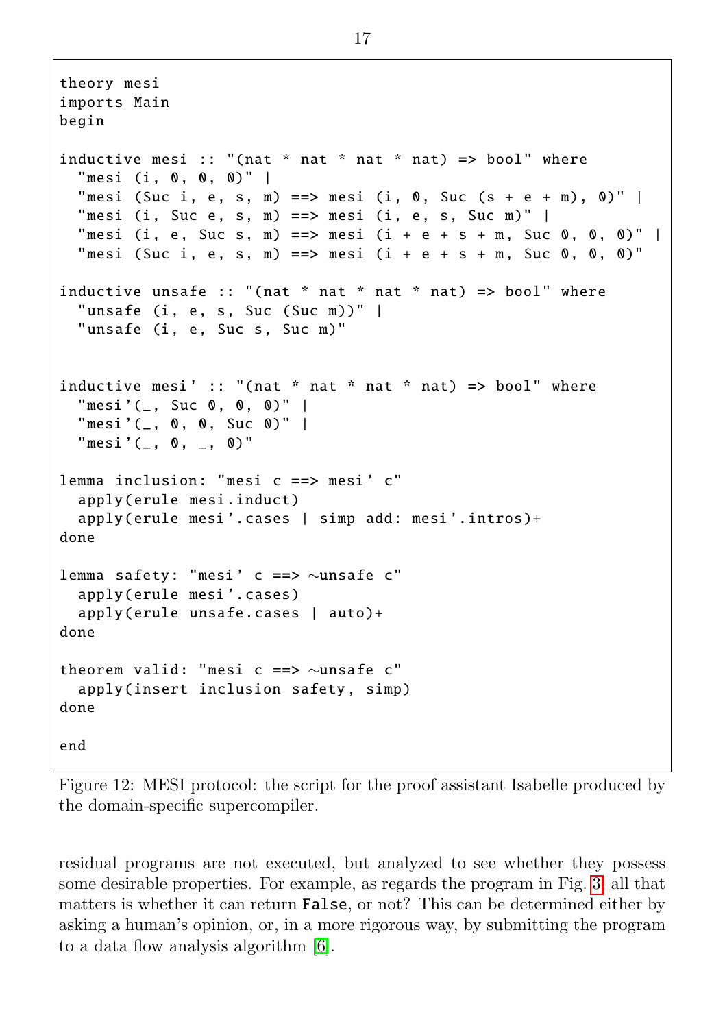```
theory mesi
imports Main
begin

inductive mesi :: "(nat * nat * nat * nat) => bool" where
  "mesi (i, 0, 0, 0)" |
  "mesi (Suc i, e, s, m) ==> mesi (i, 0, Suc (s + e + m), 0)" |
  "mesi (i, Suc e, s, m) ==> mesi (i, e, s, Suc m)" |
  "mesi (i, e, Suc s, m) ==> mesi (i + e + s + m, Suc 0, 0, 0)" |
  "mesi (Suc i, e, s, m) ==> mesi (i + e + s + m, Suc 0, 0, 0)"

inductive unsafe :: "(nat * nat * nat * nat) => bool" where
  "unsafe (i, e, s, Suc (Suc m))" |
  "unsafe (i, e, Suc s, Suc m)"


inductive mesi' :: "(nat * nat * nat * nat) => bool" where
  "mesi'(_, Suc 0, 0, 0)" |
  "mesi'(_, 0, 0, Suc 0)" |
  "mesi'(_, 0, _, 0)"

lemma inclusion: "mesi c ==> mesi' c"
  apply(erule mesi.induct)
  apply(erule mesi'.cases | simp add: mesi'.intros)+
done

lemma safety: "mesi' c ==> ~unsafe c"
  apply(erule mesi'.cases)
  apply(erule unsafe.cases | auto)+
done

theorem valid: "mesi c ==> ~unsafe c"
  apply(insert inclusion safety, simp)
done

end
```

Figure 12: MESI protocol: the script for the proof assistant Isabelle produced by the domain-specific supercompiler.

residual programs are not executed, but analyzed to see whether they possess some desirable properties. For example, as regards the program in Fig. 3, all that matters is whether it can return `False`, or not? This can be determined either by asking a human's opinion, or, in a more rigorous way, by submitting the program to a data flow analysis algorithm [6].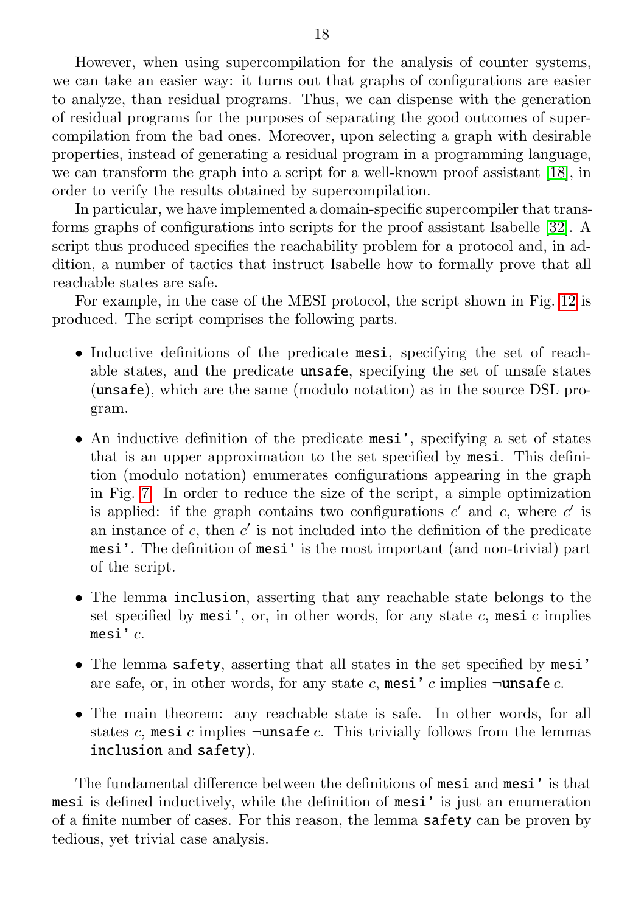However, when using supercompilation for the analysis of counter systems, we can take an easier way: it turns out that graphs of configurations are easier to analyze, than residual programs. Thus, we can dispense with the generation of residual programs for the purposes of separating the good outcomes of supercompilation from the bad ones. Moreover, upon selecting a graph with desirable properties, instead of generating a residual program in a programming language, we can transform the graph into a script for a well-known proof assistant [18], in order to verify the results obtained by supercompilation.

In particular, we have implemented a domain-specific supercompiler that transforms graphs of configurations into scripts for the proof assistant Isabelle [32]. A script thus produced specifies the reachability problem for a protocol and, in addition, a number of tactics that instruct Isabelle how to formally prove that all reachable states are safe.

For example, in the case of the MESI protocol, the script shown in Fig. 12 is produced. The script comprises the following parts.

- Inductive definitions of the predicate `mesi`, specifying the set of reachable states, and the predicate `unsafe`, specifying the set of unsafe states (`unsafe`), which are the same (modulo notation) as in the source DSL program.
- An inductive definition of the predicate `mesi'`, specifying a set of states that is an upper approximation to the set specified by `mesi`. This definition (modulo notation) enumerates configurations appearing in the graph in Fig. 7. In order to reduce the size of the script, a simple optimization is applied: if the graph contains two configurations $c'$ and $c$, where $c'$ is an instance of $c$, then $c'$ is not included into the definition of the predicate `mesi'`. The definition of `mesi'` is the most important (and non-trivial) part of the script.
- The lemma `inclusion`, asserting that any reachable state belongs to the set specified by `mesi'`, or, in other words, for any state $c$, `mesi` $c$ implies `mesi'` $c$.
- The lemma `safety`, asserting that all states in the set specified by `mesi'` are safe, or, in other words, for any state $c$, `mesi'` $c$ implies $\neg$`unsafe` $c$.
- The main theorem: any reachable state is safe. In other words, for all states $c$, `mesi` $c$ implies $\neg$`unsafe` $c$. This trivially follows from the lemmas `inclusion` and `safety`).

The fundamental difference between the definitions of `mesi` and `mesi'` is that `mesi` is defined inductively, while the definition of `mesi'` is just an enumeration of a finite number of cases. For this reason, the lemma `safety` can be proven by tedious, yet trivial case analysis.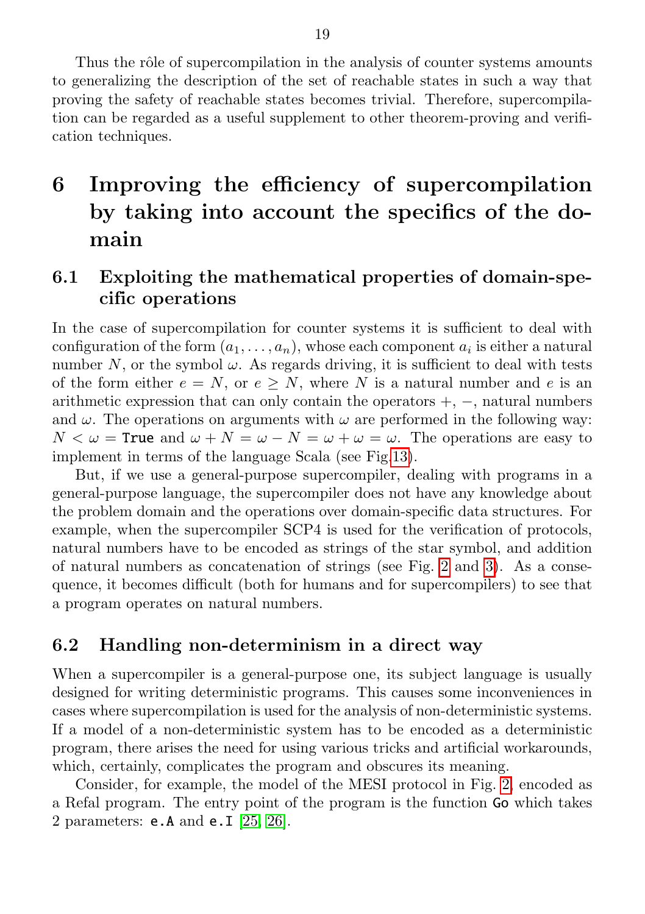Thus the rôle of supercompilation in the analysis of counter systems amounts to generalizing the description of the set of reachable states in such a way that proving the safety of reachable states becomes trivial. Therefore, supercompilation can be regarded as a useful supplement to other theorem-proving and verification techniques.

# 6 Improving the efficiency of supercompilation by taking into account the specifics of the domain

## 6.1 Exploiting the mathematical properties of domain-specific operations

In the case of supercompilation for counter systems it is sufficient to deal with configuration of the form $(a_1, \ldots, a_n)$, whose each component $a_i$ is either a natural number $N$, or the symbol $\omega$. As regards driving, it is sufficient to deal with tests of the form either $e = N$, or $e \geq N$, where $N$ is a natural number and $e$ is an arithmetic expression that can only contain the operators $+$, $-$, natural numbers and $\omega$. The operations on arguments with $\omega$ are performed in the following way: $N < \omega =$ `True` and $\omega + N = \omega - N = \omega + \omega = \omega$. The operations are easy to implement in terms of the language Scala (see Fig.13).

But, if we use a general-purpose supercompiler, dealing with programs in a general-purpose language, the supercompiler does not have any knowledge about the problem domain and the operations over domain-specific data structures. For example, when the supercompiler SCP4 is used for the verification of protocols, natural numbers have to be encoded as strings of the star symbol, and addition of natural numbers as concatenation of strings (see Fig. 2 and 3). As a consequence, it becomes difficult (both for humans and for supercompilers) to see that a program operates on natural numbers.

## 6.2 Handling non-determinism in a direct way

When a supercompiler is a general-purpose one, its subject language is usually designed for writing deterministic programs. This causes some inconveniences in cases where supercompilation is used for the analysis of non-deterministic systems. If a model of a non-deterministic system has to be encoded as a deterministic program, there arises the need for using various tricks and artificial workarounds, which, certainly, complicates the program and obscures its meaning.

Consider, for example, the model of the MESI protocol in Fig. 2, encoded as a Refal program. The entry point of the program is the function `Go` which takes 2 parameters: `e.A` and `e.I` [25, 26].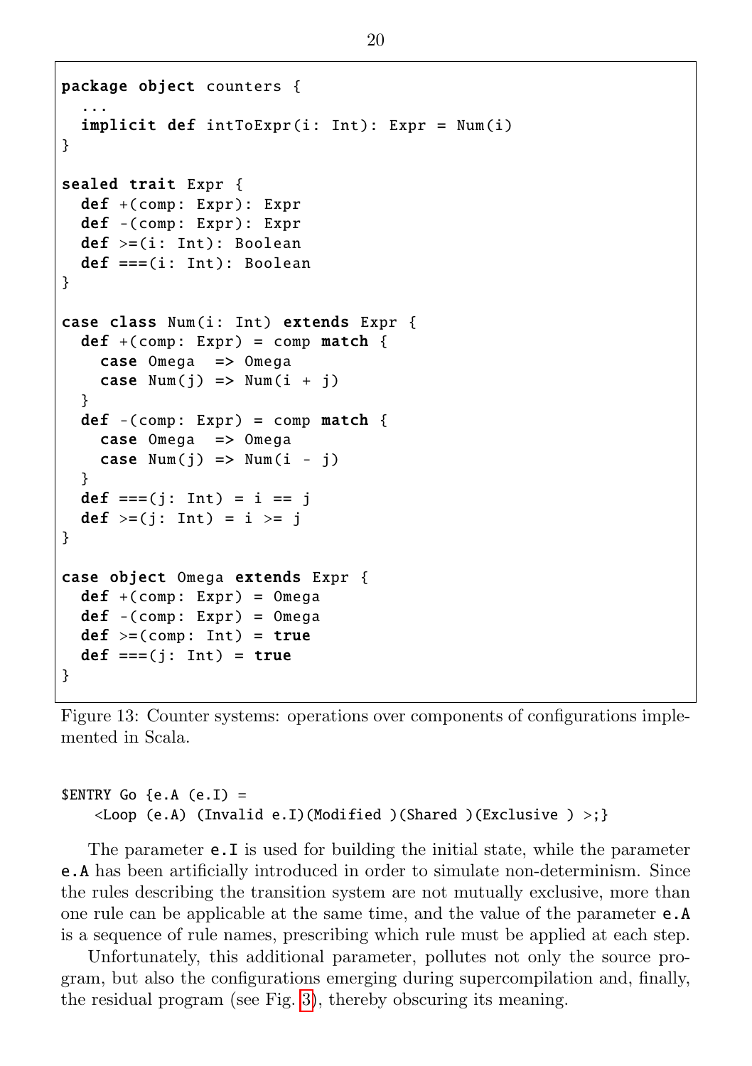```
package object counters {
  ...
  implicit def intToExpr(i: Int): Expr = Num(i)
}

sealed trait Expr {
  def +(comp: Expr): Expr
  def -(comp: Expr): Expr
  def >=(i: Int): Boolean
  def ===(i: Int): Boolean
}

case class Num(i: Int) extends Expr {
  def +(comp: Expr) = comp match {
    case Omega  => Omega
    case Num(j) => Num(i + j)
  }
  def -(comp: Expr) = comp match {
    case Omega  => Omega
    case Num(j) => Num(i - j)
  }
  def ===(j: Int) = i == j
  def >=(j: Int) = i >= j
}

case object Omega extends Expr {
  def +(comp: Expr) = Omega
  def -(comp: Expr) = Omega
  def >=(comp: Int) = true
  def ===(j: Int) = true
}
```

Figure 13: Counter systems: operations over components of configurations implemented in Scala.

```
$ENTRY Go {e.A (e.I) =
    <Loop (e.A) (Invalid e.I)(Modified )(Shared )(Exclusive ) >;}
```

The parameter `e.I` is used for building the initial state, while the parameter `e.A` has been artificially introduced in order to simulate non-determinism. Since the rules describing the transition system are not mutually exclusive, more than one rule can be applicable at the same time, and the value of the parameter `e.A` is a sequence of rule names, prescribing which rule must be applied at each step.

Unfortunately, this additional parameter, pollutes not only the source program, but also the configurations emerging during supercompilation and, finally, the residual program (see Fig. 3), thereby obscuring its meaning.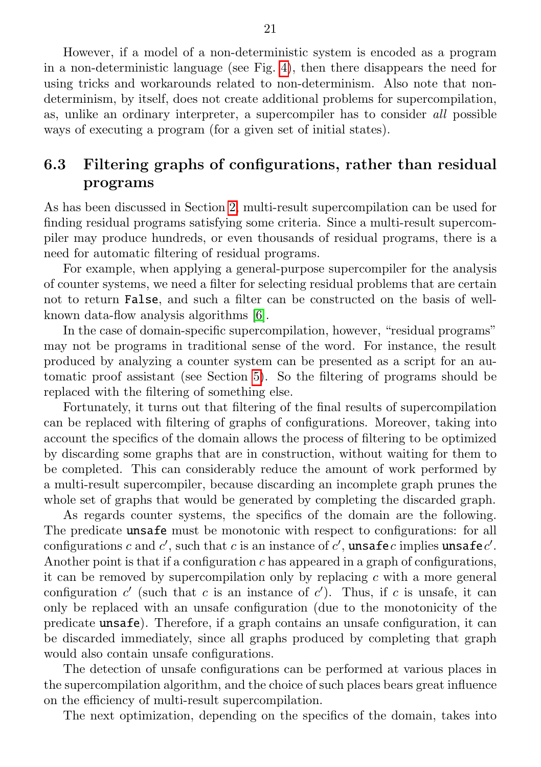However, if a model of a non-deterministic system is encoded as a program in a non-deterministic language (see Fig. 4), then there disappears the need for using tricks and workarounds related to non-determinism. Also note that non-determinism, by itself, does not create additional problems for supercompilation, as, unlike an ordinary interpreter, a supercompiler has to consider *all* possible ways of executing a program (for a given set of initial states).

## 6.3 Filtering graphs of configurations, rather than residual programs

As has been discussed in Section 2, multi-result supercompilation can be used for finding residual programs satisfying some criteria. Since a multi-result supercompiler may produce hundreds, or even thousands of residual programs, there is a need for automatic filtering of residual programs.

For example, when applying a general-purpose supercompiler for the analysis of counter systems, we need a filter for selecting residual problems that are certain not to return `False`, and such a filter can be constructed on the basis of well-known data-flow analysis algorithms [6].

In the case of domain-specific supercompilation, however, "residual programs" may not be programs in traditional sense of the word. For instance, the result produced by analyzing a counter system can be presented as a script for an automatic proof assistant (see Section 5). So the filtering of programs should be replaced with the filtering of something else.

Fortunately, it turns out that filtering of the final results of supercompilation can be replaced with filtering of graphs of configurations. Moreover, taking into account the specifics of the domain allows the process of filtering to be optimized by discarding some graphs that are in construction, without waiting for them to be completed. This can considerably reduce the amount of work performed by a multi-result supercompiler, because discarding an incomplete graph prunes the whole set of graphs that would be generated by completing the discarded graph.

As regards counter systems, the specifics of the domain are the following. The predicate `unsafe` must be monotonic with respect to configurations: for all configurations $c$ and $c'$, such that $c$ is an instance of $c'$, `unsafe` $c$ implies `unsafe` $c'$. Another point is that if a configuration $c$ has appeared in a graph of configurations, it can be removed by supercompilation only by replacing $c$ with a more general configuration $c'$ (such that $c$ is an instance of $c'$). Thus, if $c$ is unsafe, it can only be replaced with an unsafe configuration (due to the monotonicity of the predicate `unsafe`). Therefore, if a graph contains an unsafe configuration, it can be discarded immediately, since all graphs produced by completing that graph would also contain unsafe configurations.

The detection of unsafe configurations can be performed at various places in the supercompilation algorithm, and the choice of such places bears great influence on the efficiency of multi-result supercompilation.

The next optimization, depending on the specifics of the domain, takes into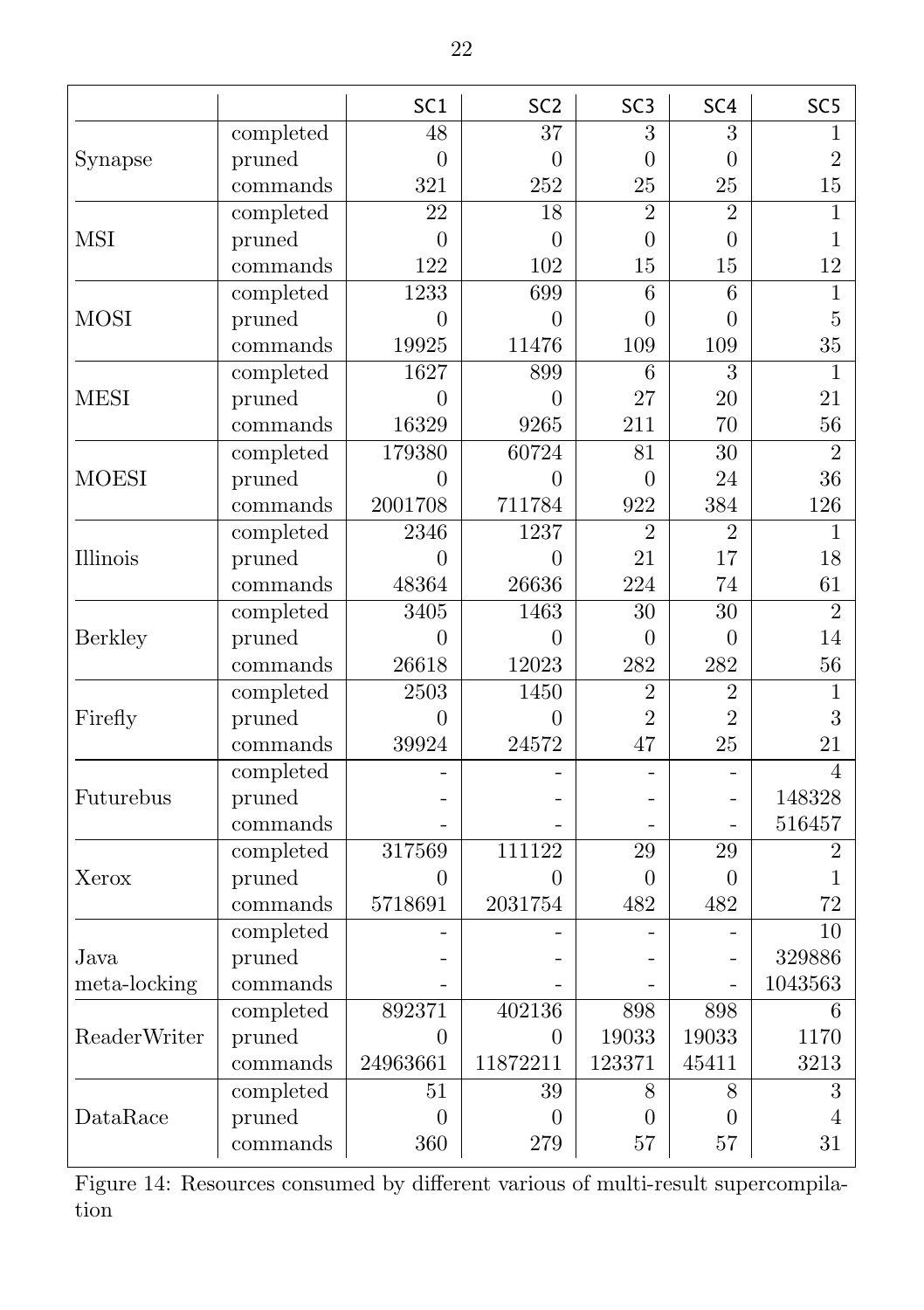| | | SC1 | SC2 | SC3 | SC4 | SC5 |
|---|---|---|---|---|---|---|
| Synapse | completed | 48 | 37 | 3 | 3 | 1 |
| | pruned | 0 | 0 | 0 | 0 | 2 |
| | commands | 321 | 252 | 25 | 25 | 15 |
| MSI | completed | 22 | 18 | 2 | 2 | 1 |
| | pruned | 0 | 0 | 0 | 0 | 1 |
| | commands | 122 | 102 | 15 | 15 | 12 |
| MOSI | completed | 1233 | 699 | 6 | 6 | 1 |
| | pruned | 0 | 0 | 0 | 0 | 5 |
| | commands | 19925 | 11476 | 109 | 109 | 35 |
| MESI | completed | 1627 | 899 | 6 | 3 | 1 |
| | pruned | 0 | 0 | 27 | 20 | 21 |
| | commands | 16329 | 9265 | 211 | 70 | 56 |
| MOESI | completed | 179380 | 60724 | 81 | 30 | 2 |
| | pruned | 0 | 0 | 0 | 24 | 36 |
| | commands | 2001708 | 711784 | 922 | 384 | 126 |
| Illinois | completed | 2346 | 1237 | 2 | 2 | 1 |
| | pruned | 0 | 0 | 21 | 17 | 18 |
| | commands | 48364 | 26636 | 224 | 74 | 61 |
| Berkley | completed | 3405 | 1463 | 30 | 30 | 2 |
| | pruned | 0 | 0 | 0 | 0 | 14 |
| | commands | 26618 | 12023 | 282 | 282 | 56 |
| Firefly | completed | 2503 | 1450 | 2 | 2 | 1 |
| | pruned | 0 | 0 | 2 | 2 | 3 |
| | commands | 39924 | 24572 | 47 | 25 | 21 |
| Futurebus | completed | - | - | - | - | 4 |
| | pruned | - | - | - | - | 148328 |
| | commands | - | - | - | - | 516457 |
| Xerox | completed | 317569 | 111122 | 29 | 29 | 2 |
| | pruned | 0 | 0 | 0 | 0 | 1 |
| | commands | 5718691 | 2031754 | 482 | 482 | 72 |
| Java meta-locking | completed | - | - | - | - | 10 |
| | pruned | - | - | - | - | 329886 |
| | commands | - | - | - | - | 1043563 |
| ReaderWriter | completed | 892371 | 402136 | 898 | 898 | 6 |
| | pruned | 0 | 0 | 19033 | 19033 | 1170 |
| | commands | 24963661 | 11872211 | 123371 | 45411 | 3213 |
| DataRace | completed | 51 | 39 | 8 | 8 | 3 |
| | pruned | 0 | 0 | 0 | 0 | 4 |
| | commands | 360 | 279 | 57 | 57 | 31 |

Figure 14: Resources consumed by different various of multi-result supercompilation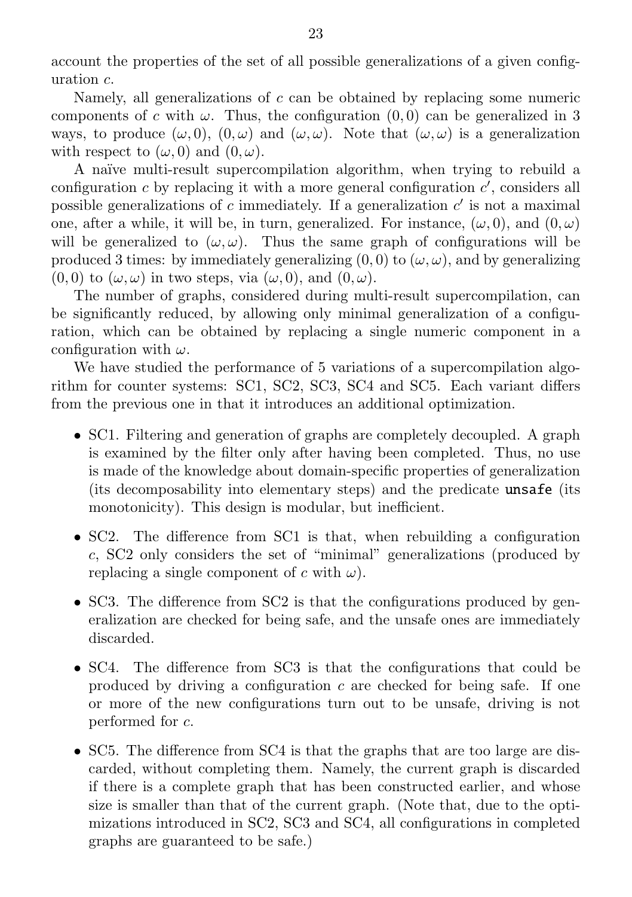account the properties of the set of all possible generalizations of a given configuration $c$.

Namely, all generalizations of $c$ can be obtained by replacing some numeric components of $c$ with $\omega$. Thus, the configuration $(0, 0)$ can be generalized in 3 ways, to produce $(\omega, 0)$, $(0, \omega)$ and $(\omega, \omega)$. Note that $(\omega, \omega)$ is a generalization with respect to $(\omega, 0)$ and $(0, \omega)$.

A naïve multi-result supercompilation algorithm, when trying to rebuild a configuration $c$ by replacing it with a more general configuration $c'$, considers all possible generalizations of $c$ immediately. If a generalization $c'$ is not a maximal one, after a while, it will be, in turn, generalized. For instance, $(\omega, 0)$, and $(0, \omega)$ will be generalized to $(\omega, \omega)$. Thus the same graph of configurations will be produced 3 times: by immediately generalizing $(0, 0)$ to $(\omega, \omega)$, and by generalizing $(0, 0)$ to $(\omega, \omega)$ in two steps, via $(\omega, 0)$, and $(0, \omega)$.

The number of graphs, considered during multi-result supercompilation, can be significantly reduced, by allowing only minimal generalization of a configuration, which can be obtained by replacing a single numeric component in a configuration with $\omega$.

We have studied the performance of 5 variations of a supercompilation algorithm for counter systems: SC1, SC2, SC3, SC4 and SC5. Each variant differs from the previous one in that it introduces an additional optimization.

- SC1. Filtering and generation of graphs are completely decoupled. A graph is examined by the filter only after having been completed. Thus, no use is made of the knowledge about domain-specific properties of generalization (its decomposability into elementary steps) and the predicate `unsafe` (its monotonicity). This design is modular, but inefficient.
- SC2. The difference from SC1 is that, when rebuilding a configuration $c$, SC2 only considers the set of "minimal" generalizations (produced by replacing a single component of $c$ with $\omega$).
- SC3. The difference from SC2 is that the configurations produced by generalization are checked for being safe, and the unsafe ones are immediately discarded.
- SC4. The difference from SC3 is that the configurations that could be produced by driving a configuration $c$ are checked for being safe. If one or more of the new configurations turn out to be unsafe, driving is not performed for $c$.
- SC5. The difference from SC4 is that the graphs that are too large are discarded, without completing them. Namely, the current graph is discarded if there is a complete graph that has been constructed earlier, and whose size is smaller than that of the current graph. (Note that, due to the optimizations introduced in SC2, SC3 and SC4, all configurations in completed graphs are guaranteed to be safe.)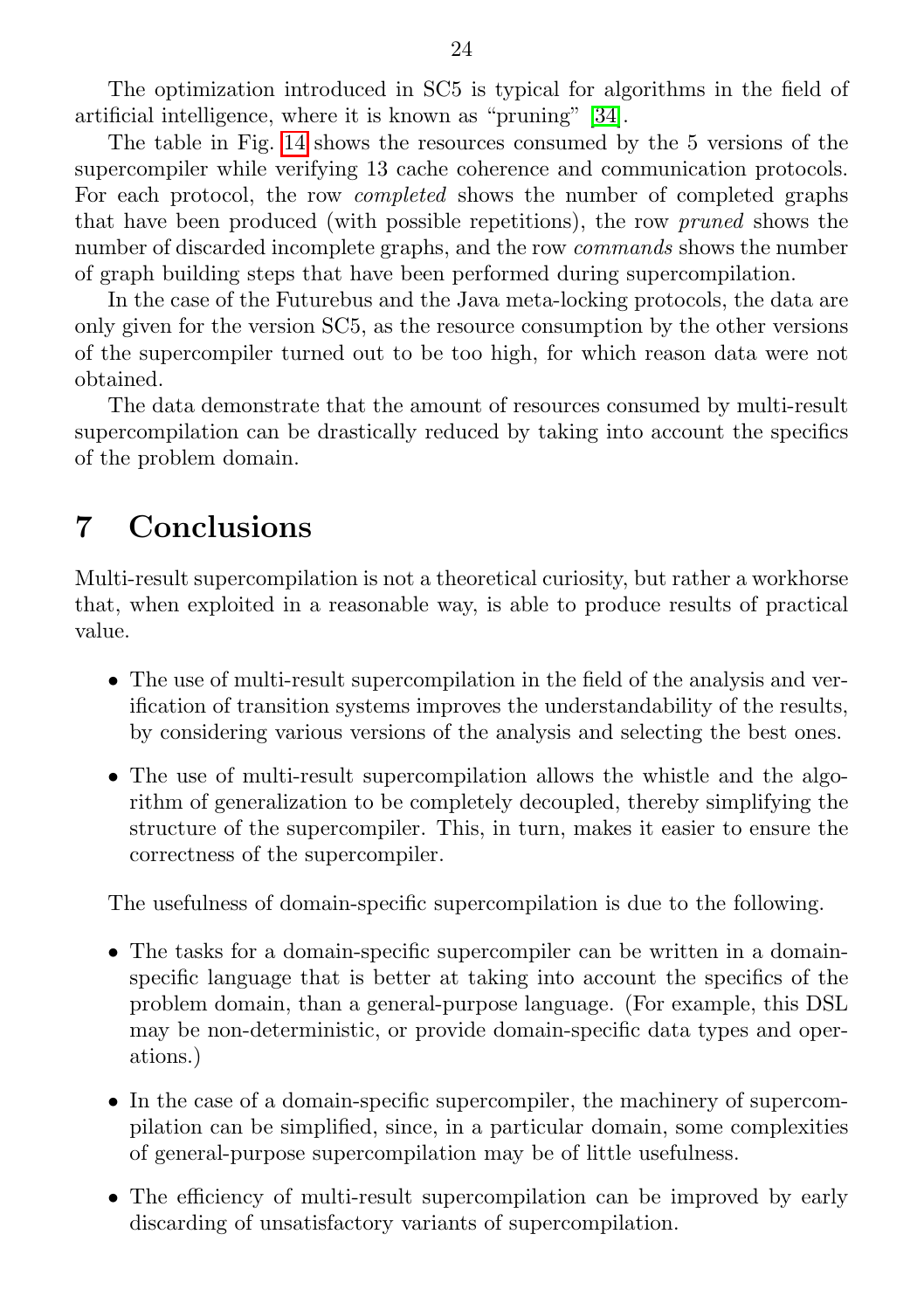The optimization introduced in SC5 is typical for algorithms in the field of artificial intelligence, where it is known as "pruning" [34].

The table in Fig. 14 shows the resources consumed by the 5 versions of the supercompiler while verifying 13 cache coherence and communication protocols. For each protocol, the row *completed* shows the number of completed graphs that have been produced (with possible repetitions), the row *pruned* shows the number of discarded incomplete graphs, and the row *commands* shows the number of graph building steps that have been performed during supercompilation.

In the case of the Futurebus and the Java meta-locking protocols, the data are only given for the version SC5, as the resource consumption by the other versions of the supercompiler turned out to be too high, for which reason data were not obtained.

The data demonstrate that the amount of resources consumed by multi-result supercompilation can be drastically reduced by taking into account the specifics of the problem domain.

# 7 Conclusions

Multi-result supercompilation is not a theoretical curiosity, but rather a workhorse that, when exploited in a reasonable way, is able to produce results of practical value.

- The use of multi-result supercompilation in the field of the analysis and verification of transition systems improves the understandability of the results, by considering various versions of the analysis and selecting the best ones.
- The use of multi-result supercompilation allows the whistle and the algorithm of generalization to be completely decoupled, thereby simplifying the structure of the supercompiler. This, in turn, makes it easier to ensure the correctness of the supercompiler.

The usefulness of domain-specific supercompilation is due to the following.

- The tasks for a domain-specific supercompiler can be written in a domain-specific language that is better at taking into account the specifics of the problem domain, than a general-purpose language. (For example, this DSL may be non-deterministic, or provide domain-specific data types and operations.)
- In the case of a domain-specific supercompiler, the machinery of supercompilation can be simplified, since, in a particular domain, some complexities of general-purpose supercompilation may be of little usefulness.
- The efficiency of multi-result supercompilation can be improved by early discarding of unsatisfactory variants of supercompilation.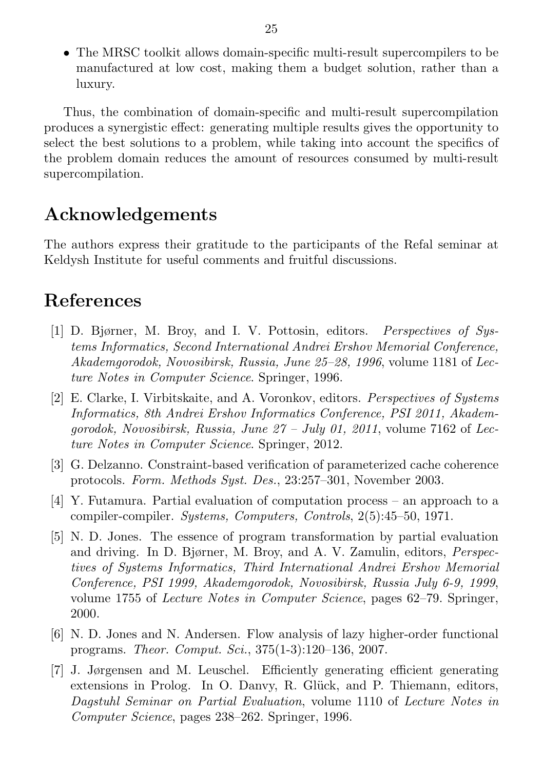- The MRSC toolkit allows domain-specific multi-result supercompilers to be manufactured at low cost, making them a budget solution, rather than a luxury.

Thus, the combination of domain-specific and multi-result supercompilation produces a synergistic effect: generating multiple results gives the opportunity to select the best solutions to a problem, while taking into account the specifics of the problem domain reduces the amount of resources consumed by multi-result supercompilation.

## Acknowledgements

The authors express their gratitude to the participants of the Refal seminar at Keldysh Institute for useful comments and fruitful discussions.

## References

[1] D. Bjørner, M. Broy, and I. V. Pottosin, editors. *Perspectives of Systems Informatics, Second International Andrei Ershov Memorial Conference, Akademgorodok, Novosibirsk, Russia, June 25–28, 1996*, volume 1181 of *Lecture Notes in Computer Science*. Springer, 1996.

[2] E. Clarke, I. Virbitskaite, and A. Voronkov, editors. *Perspectives of Systems Informatics, 8th Andrei Ershov Informatics Conference, PSI 2011, Akademgorodok, Novosibirsk, Russia, June 27 – July 01, 2011*, volume 7162 of *Lecture Notes in Computer Science*. Springer, 2012.

[3] G. Delzanno. Constraint-based verification of parameterized cache coherence protocols. *Form. Methods Syst. Des.*, 23:257–301, November 2003.

[4] Y. Futamura. Partial evaluation of computation process – an approach to a compiler-compiler. *Systems, Computers, Controls*, 2(5):45–50, 1971.

[5] N. D. Jones. The essence of program transformation by partial evaluation and driving. In D. Bjørner, M. Broy, and A. V. Zamulin, editors, *Perspectives of Systems Informatics, Third International Andrei Ershov Memorial Conference, PSI 1999, Akademgorodok, Novosibirsk, Russia July 6-9, 1999*, volume 1755 of *Lecture Notes in Computer Science*, pages 62–79. Springer, 2000.

[6] N. D. Jones and N. Andersen. Flow analysis of lazy higher-order functional programs. *Theor. Comput. Sci.*, 375(1-3):120–136, 2007.

[7] J. Jørgensen and M. Leuschel. Efficiently generating efficient generating extensions in Prolog. In O. Danvy, R. Glück, and P. Thiemann, editors, *Dagstuhl Seminar on Partial Evaluation*, volume 1110 of *Lecture Notes in Computer Science*, pages 238–262. Springer, 1996.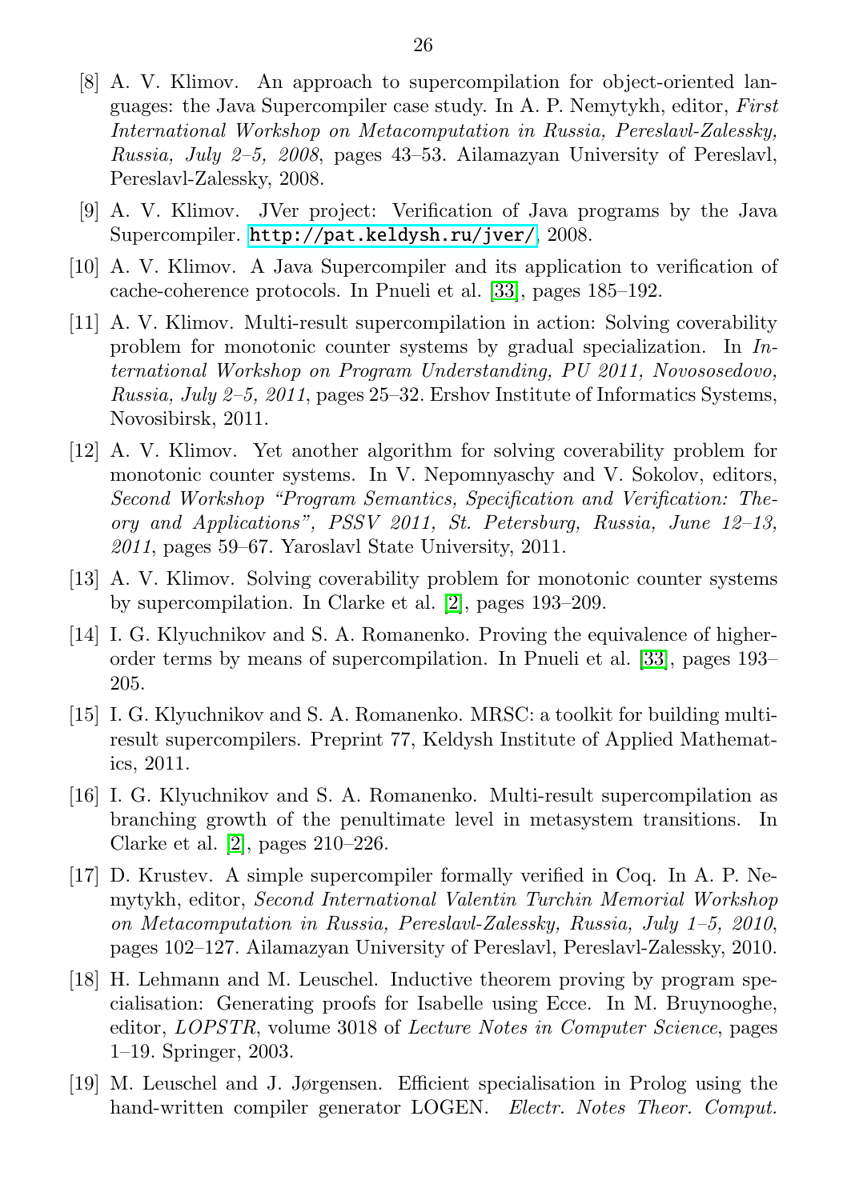[8] A. V. Klimov. An approach to supercompilation for object-oriented languages: the Java Supercompiler case study. In A. P. Nemytykh, editor, *First International Workshop on Metacomputation in Russia, Pereslavl-Zalessky, Russia, July 2–5, 2008*, pages 43–53. Ailamazyan University of Pereslavl, Pereslavl-Zalessky, 2008.

[9] A. V. Klimov. JVer project: Verification of Java programs by the Java Supercompiler. http://pat.keldysh.ru/jver/, 2008.

[10] A. V. Klimov. A Java Supercompiler and its application to verification of cache-coherence protocols. In Pnueli et al. [33], pages 185–192.

[11] A. V. Klimov. Multi-result supercompilation in action: Solving coverability problem for monotonic counter systems by gradual specialization. In *International Workshop on Program Understanding, PU 2011, Novososedovo, Russia, July 2–5, 2011*, pages 25–32. Ershov Institute of Informatics Systems, Novosibirsk, 2011.

[12] A. V. Klimov. Yet another algorithm for solving coverability problem for monotonic counter systems. In V. Nepomnyaschy and V. Sokolov, editors, *Second Workshop "Program Semantics, Specification and Verification: Theory and Applications", PSSV 2011, St. Petersburg, Russia, June 12–13, 2011*, pages 59–67. Yaroslavl State University, 2011.

[13] A. V. Klimov. Solving coverability problem for monotonic counter systems by supercompilation. In Clarke et al. [2], pages 193–209.

[14] I. G. Klyuchnikov and S. A. Romanenko. Proving the equivalence of higher-order terms by means of supercompilation. In Pnueli et al. [33], pages 193–205.

[15] I. G. Klyuchnikov and S. A. Romanenko. MRSC: a toolkit for building multi-result supercompilers. Preprint 77, Keldysh Institute of Applied Mathematics, 2011.

[16] I. G. Klyuchnikov and S. A. Romanenko. Multi-result supercompilation as branching growth of the penultimate level in metasystem transitions. In Clarke et al. [2], pages 210–226.

[17] D. Krustev. A simple supercompiler formally verified in Coq. In A. P. Nemytykh, editor, *Second International Valentin Turchin Memorial Workshop on Metacomputation in Russia, Pereslavl-Zalessky, Russia, July 1–5, 2010*, pages 102–127. Ailamazyan University of Pereslavl, Pereslavl-Zalessky, 2010.

[18] H. Lehmann and M. Leuschel. Inductive theorem proving by program specialisation: Generating proofs for Isabelle using Ecce. In M. Bruynooghe, editor, *LOPSTR*, volume 3018 of *Lecture Notes in Computer Science*, pages 1–19. Springer, 2003.

[19] M. Leuschel and J. Jørgensen. Efficient specialisation in Prolog using the hand-written compiler generator LOGEN. *Electr. Notes Theor. Comput.*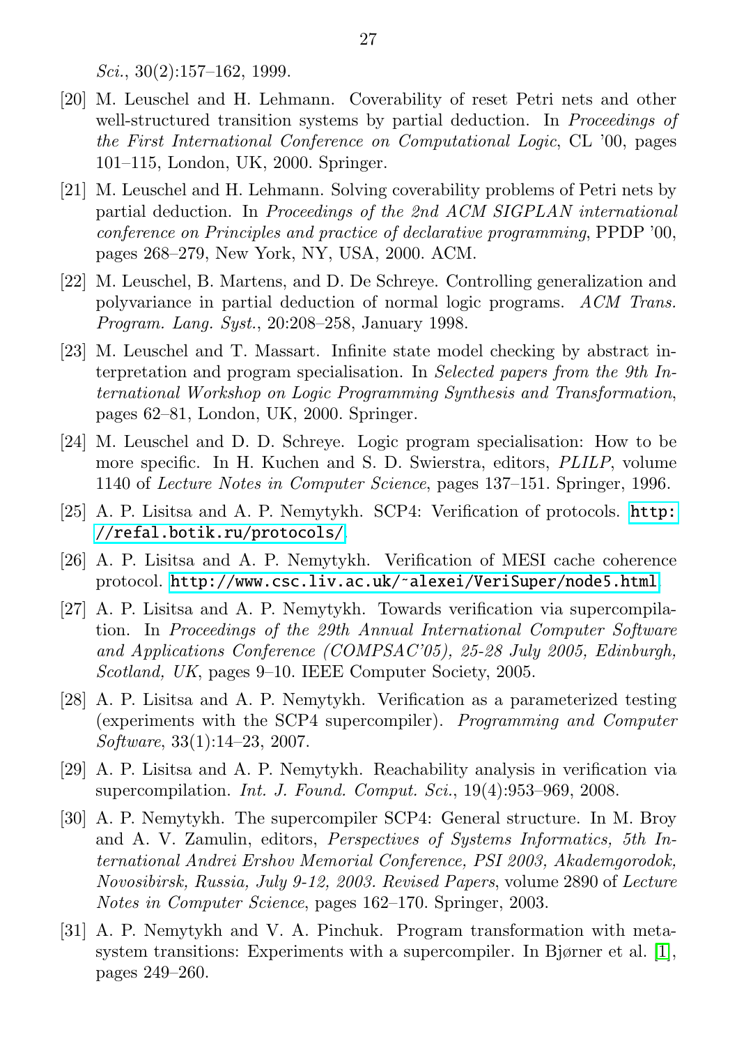*Sci.*, 30(2):157–162, 1999.

[20] M. Leuschel and H. Lehmann. Coverability of reset Petri nets and other well-structured transition systems by partial deduction. In *Proceedings of the First International Conference on Computational Logic*, CL '00, pages 101–115, London, UK, 2000. Springer.

[21] M. Leuschel and H. Lehmann. Solving coverability problems of Petri nets by partial deduction. In *Proceedings of the 2nd ACM SIGPLAN international conference on Principles and practice of declarative programming*, PPDP '00, pages 268–279, New York, NY, USA, 2000. ACM.

[22] M. Leuschel, B. Martens, and D. De Schreye. Controlling generalization and polyvariance in partial deduction of normal logic programs. *ACM Trans. Program. Lang. Syst.*, 20:208–258, January 1998.

[23] M. Leuschel and T. Massart. Infinite state model checking by abstract interpretation and program specialisation. In *Selected papers from the 9th International Workshop on Logic Programming Synthesis and Transformation*, pages 62–81, London, UK, 2000. Springer.

[24] M. Leuschel and D. D. Schreye. Logic program specialisation: How to be more specific. In H. Kuchen and S. D. Swierstra, editors, *PLILP*, volume 1140 of *Lecture Notes in Computer Science*, pages 137–151. Springer, 1996.

[25] A. P. Lisitsa and A. P. Nemytykh. SCP4: Verification of protocols. http://refal.botik.ru/protocols/.

[26] A. P. Lisitsa and A. P. Nemytykh. Verification of MESI cache coherence protocol. http://www.csc.liv.ac.uk/~alexei/VeriSuper/node5.html.

[27] A. P. Lisitsa and A. P. Nemytykh. Towards verification via supercompilation. In *Proceedings of the 29th Annual International Computer Software and Applications Conference (COMPSAC'05), 25-28 July 2005, Edinburgh, Scotland, UK*, pages 9–10. IEEE Computer Society, 2005.

[28] A. P. Lisitsa and A. P. Nemytykh. Verification as a parameterized testing (experiments with the SCP4 supercompiler). *Programming and Computer Software*, 33(1):14–23, 2007.

[29] A. P. Lisitsa and A. P. Nemytykh. Reachability analysis in verification via supercompilation. *Int. J. Found. Comput. Sci.*, 19(4):953–969, 2008.

[30] A. P. Nemytykh. The supercompiler SCP4: General structure. In M. Broy and A. V. Zamulin, editors, *Perspectives of Systems Informatics, 5th International Andrei Ershov Memorial Conference, PSI 2003, Akademgorodok, Novosibirsk, Russia, July 9-12, 2003. Revised Papers*, volume 2890 of *Lecture Notes in Computer Science*, pages 162–170. Springer, 2003.

[31] A. P. Nemytykh and V. A. Pinchuk. Program transformation with metasystem transitions: Experiments with a supercompiler. In Bjørner et al. [1], pages 249–260.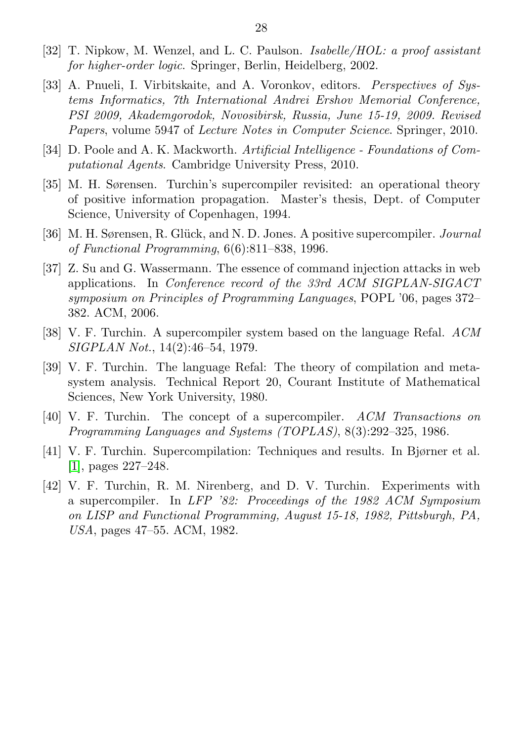[32] T. Nipkow, M. Wenzel, and L. C. Paulson. *Isabelle/HOL: a proof assistant for higher-order logic*. Springer, Berlin, Heidelberg, 2002.

[33] A. Pnueli, I. Virbitskaite, and A. Voronkov, editors. *Perspectives of Systems Informatics, 7th International Andrei Ershov Memorial Conference, PSI 2009, Akademgorodok, Novosibirsk, Russia, June 15-19, 2009. Revised Papers*, volume 5947 of *Lecture Notes in Computer Science*. Springer, 2010.

[34] D. Poole and A. K. Mackworth. *Artificial Intelligence - Foundations of Computational Agents*. Cambridge University Press, 2010.

[35] M. H. Sørensen. Turchin's supercompiler revisited: an operational theory of positive information propagation. Master's thesis, Dept. of Computer Science, University of Copenhagen, 1994.

[36] M. H. Sørensen, R. Glück, and N. D. Jones. A positive supercompiler. *Journal of Functional Programming*, 6(6):811–838, 1996.

[37] Z. Su and G. Wassermann. The essence of command injection attacks in web applications. In *Conference record of the 33rd ACM SIGPLAN-SIGACT symposium on Principles of Programming Languages*, POPL '06, pages 372–382. ACM, 2006.

[38] V. F. Turchin. A supercompiler system based on the language Refal. *ACM SIGPLAN Not.*, 14(2):46–54, 1979.

[39] V. F. Turchin. The language Refal: The theory of compilation and metasystem analysis. Technical Report 20, Courant Institute of Mathematical Sciences, New York University, 1980.

[40] V. F. Turchin. The concept of a supercompiler. *ACM Transactions on Programming Languages and Systems (TOPLAS)*, 8(3):292–325, 1986.

[41] V. F. Turchin. Supercompilation: Techniques and results. In Bjørner et al. [1], pages 227–248.

[42] V. F. Turchin, R. M. Nirenberg, and D. V. Turchin. Experiments with a supercompiler. In *LFP '82: Proceedings of the 1982 ACM Symposium on LISP and Functional Programming, August 15-18, 1982, Pittsburgh, PA, USA*, pages 47–55. ACM, 1982.